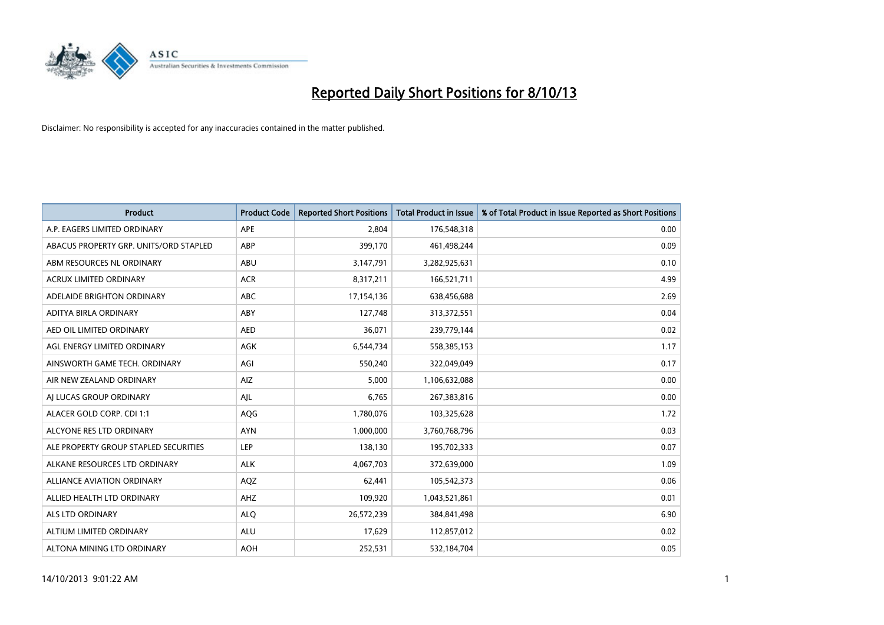# Reported Daily Short Positions for 8/10/13

Disclaimer: No responsibility is accepted for any inaccuracies contained in the matter published.

| Product | Product Code | Reported Short Positions | Total Product in Issue | % of Total Product in Issue Reported as Short Positions |
|---|---|---|---|---|
| A.P. EAGERS LIMITED ORDINARY | APE | 2,804 | 176,548,318 | 0.00 |
| ABACUS PROPERTY GRP. UNITS/ORD STAPLED | ABP | 399,170 | 461,498,244 | 0.09 |
| ABM RESOURCES NL ORDINARY | ABU | 3,147,791 | 3,282,925,631 | 0.10 |
| ACRUX LIMITED ORDINARY | ACR | 8,317,211 | 166,521,711 | 4.99 |
| ADELAIDE BRIGHTON ORDINARY | ABC | 17,154,136 | 638,456,688 | 2.69 |
| ADITYA BIRLA ORDINARY | ABY | 127,748 | 313,372,551 | 0.04 |
| AED OIL LIMITED ORDINARY | AED | 36,071 | 239,779,144 | 0.02 |
| AGL ENERGY LIMITED ORDINARY | AGK | 6,544,734 | 558,385,153 | 1.17 |
| AINSWORTH GAME TECH. ORDINARY | AGI | 550,240 | 322,049,049 | 0.17 |
| AIR NEW ZEALAND ORDINARY | AIZ | 5,000 | 1,106,632,088 | 0.00 |
| AJ LUCAS GROUP ORDINARY | AJL | 6,765 | 267,383,816 | 0.00 |
| ALACER GOLD CORP. CDI 1:1 | AQG | 1,780,076 | 103,325,628 | 1.72 |
| ALCYONE RES LTD ORDINARY | AYN | 1,000,000 | 3,760,768,796 | 0.03 |
| ALE PROPERTY GROUP STAPLED SECURITIES | LEP | 138,130 | 195,702,333 | 0.07 |
| ALKANE RESOURCES LTD ORDINARY | ALK | 4,067,703 | 372,639,000 | 1.09 |
| ALLIANCE AVIATION ORDINARY | AQZ | 62,441 | 105,542,373 | 0.06 |
| ALLIED HEALTH LTD ORDINARY | AHZ | 109,920 | 1,043,521,861 | 0.01 |
| ALS LTD ORDINARY | ALQ | 26,572,239 | 384,841,498 | 6.90 |
| ALTIUM LIMITED ORDINARY | ALU | 17,629 | 112,857,012 | 0.02 |
| ALTONA MINING LTD ORDINARY | AOH | 252,531 | 532,184,704 | 0.05 |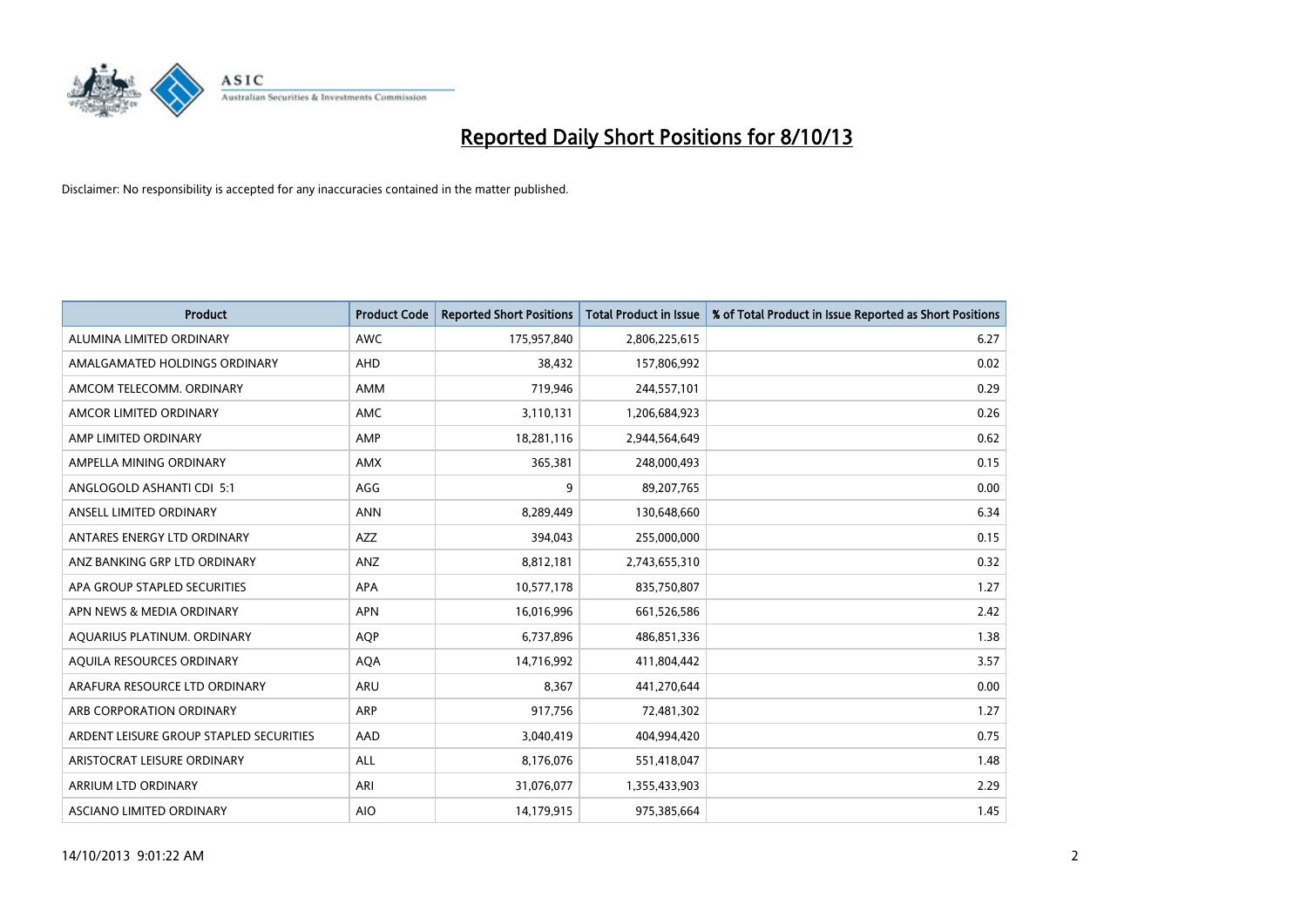# Reported Daily Short Positions for 8/10/13

Disclaimer: No responsibility is accepted for any inaccuracies contained in the matter published.

| Product | Product Code | Reported Short Positions | Total Product in Issue | % of Total Product in Issue Reported as Short Positions |
|---|---|---|---|---|
| ALUMINA LIMITED ORDINARY | AWC | 175,957,840 | 2,806,225,615 | 6.27 |
| AMALGAMATED HOLDINGS ORDINARY | AHD | 38,432 | 157,806,992 | 0.02 |
| AMCOM TELECOMM. ORDINARY | AMM | 719,946 | 244,557,101 | 0.29 |
| AMCOR LIMITED ORDINARY | AMC | 3,110,131 | 1,206,684,923 | 0.26 |
| AMP LIMITED ORDINARY | AMP | 18,281,116 | 2,944,564,649 | 0.62 |
| AMPELLA MINING ORDINARY | AMX | 365,381 | 248,000,493 | 0.15 |
| ANGLOGOLD ASHANTI CDI 5:1 | AGG | 9 | 89,207,765 | 0.00 |
| ANSELL LIMITED ORDINARY | ANN | 8,289,449 | 130,648,660 | 6.34 |
| ANTARES ENERGY LTD ORDINARY | AZZ | 394,043 | 255,000,000 | 0.15 |
| ANZ BANKING GRP LTD ORDINARY | ANZ | 8,812,181 | 2,743,655,310 | 0.32 |
| APA GROUP STAPLED SECURITIES | APA | 10,577,178 | 835,750,807 | 1.27 |
| APN NEWS & MEDIA ORDINARY | APN | 16,016,996 | 661,526,586 | 2.42 |
| AQUARIUS PLATINUM. ORDINARY | AQP | 6,737,896 | 486,851,336 | 1.38 |
| AQUILA RESOURCES ORDINARY | AQA | 14,716,992 | 411,804,442 | 3.57 |
| ARAFURA RESOURCE LTD ORDINARY | ARU | 8,367 | 441,270,644 | 0.00 |
| ARB CORPORATION ORDINARY | ARP | 917,756 | 72,481,302 | 1.27 |
| ARDENT LEISURE GROUP STAPLED SECURITIES | AAD | 3,040,419 | 404,994,420 | 0.75 |
| ARISTOCRAT LEISURE ORDINARY | ALL | 8,176,076 | 551,418,047 | 1.48 |
| ARRIUM LTD ORDINARY | ARI | 31,076,077 | 1,355,433,903 | 2.29 |
| ASCIANO LIMITED ORDINARY | AIO | 14,179,915 | 975,385,664 | 1.45 |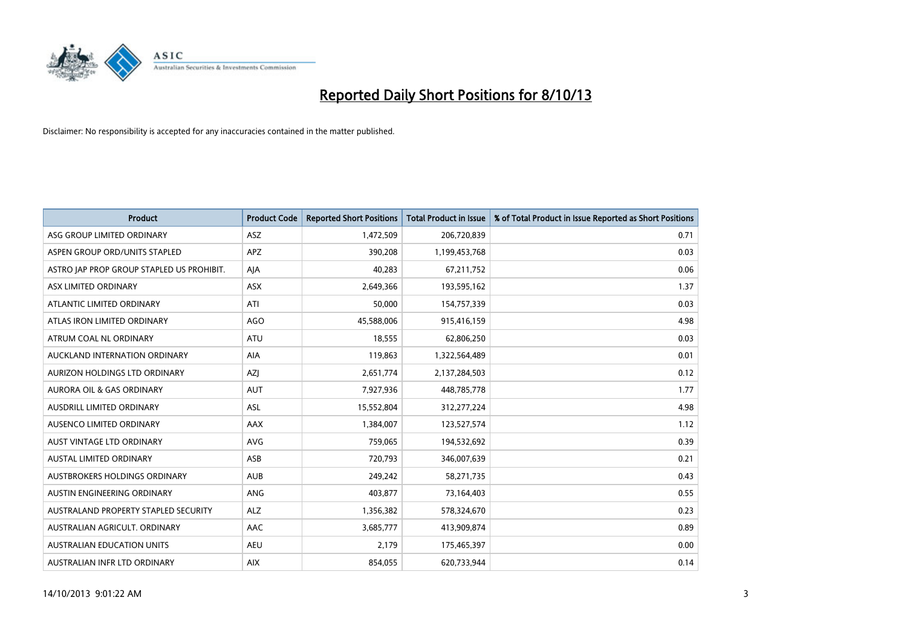# Reported Daily Short Positions for 8/10/13

Disclaimer: No responsibility is accepted for any inaccuracies contained in the matter published.

| Product | Product Code | Reported Short Positions | Total Product in Issue | % of Total Product in Issue Reported as Short Positions |
|---|---|---|---|---|
| ASG GROUP LIMITED ORDINARY | ASZ | 1,472,509 | 206,720,839 | 0.71 |
| ASPEN GROUP ORD/UNITS STAPLED | APZ | 390,208 | 1,199,453,768 | 0.03 |
| ASTRO JAP PROP GROUP STAPLED US PROHIBIT. | AJA | 40,283 | 67,211,752 | 0.06 |
| ASX LIMITED ORDINARY | ASX | 2,649,366 | 193,595,162 | 1.37 |
| ATLANTIC LIMITED ORDINARY | ATI | 50,000 | 154,757,339 | 0.03 |
| ATLAS IRON LIMITED ORDINARY | AGO | 45,588,006 | 915,416,159 | 4.98 |
| ATRUM COAL NL ORDINARY | ATU | 18,555 | 62,806,250 | 0.03 |
| AUCKLAND INTERNATION ORDINARY | AIA | 119,863 | 1,322,564,489 | 0.01 |
| AURIZON HOLDINGS LTD ORDINARY | AZJ | 2,651,774 | 2,137,284,503 | 0.12 |
| AURORA OIL & GAS ORDINARY | AUT | 7,927,936 | 448,785,778 | 1.77 |
| AUSDRILL LIMITED ORDINARY | ASL | 15,552,804 | 312,277,224 | 4.98 |
| AUSENCO LIMITED ORDINARY | AAX | 1,384,007 | 123,527,574 | 1.12 |
| AUST VINTAGE LTD ORDINARY | AVG | 759,065 | 194,532,692 | 0.39 |
| AUSTAL LIMITED ORDINARY | ASB | 720,793 | 346,007,639 | 0.21 |
| AUSTBROKERS HOLDINGS ORDINARY | AUB | 249,242 | 58,271,735 | 0.43 |
| AUSTIN ENGINEERING ORDINARY | ANG | 403,877 | 73,164,403 | 0.55 |
| AUSTRALAND PROPERTY STAPLED SECURITY | ALZ | 1,356,382 | 578,324,670 | 0.23 |
| AUSTRALIAN AGRICULT. ORDINARY | AAC | 3,685,777 | 413,909,874 | 0.89 |
| AUSTRALIAN EDUCATION UNITS | AEU | 2,179 | 175,465,397 | 0.00 |
| AUSTRALIAN INFR LTD ORDINARY | AIX | 854,055 | 620,733,944 | 0.14 |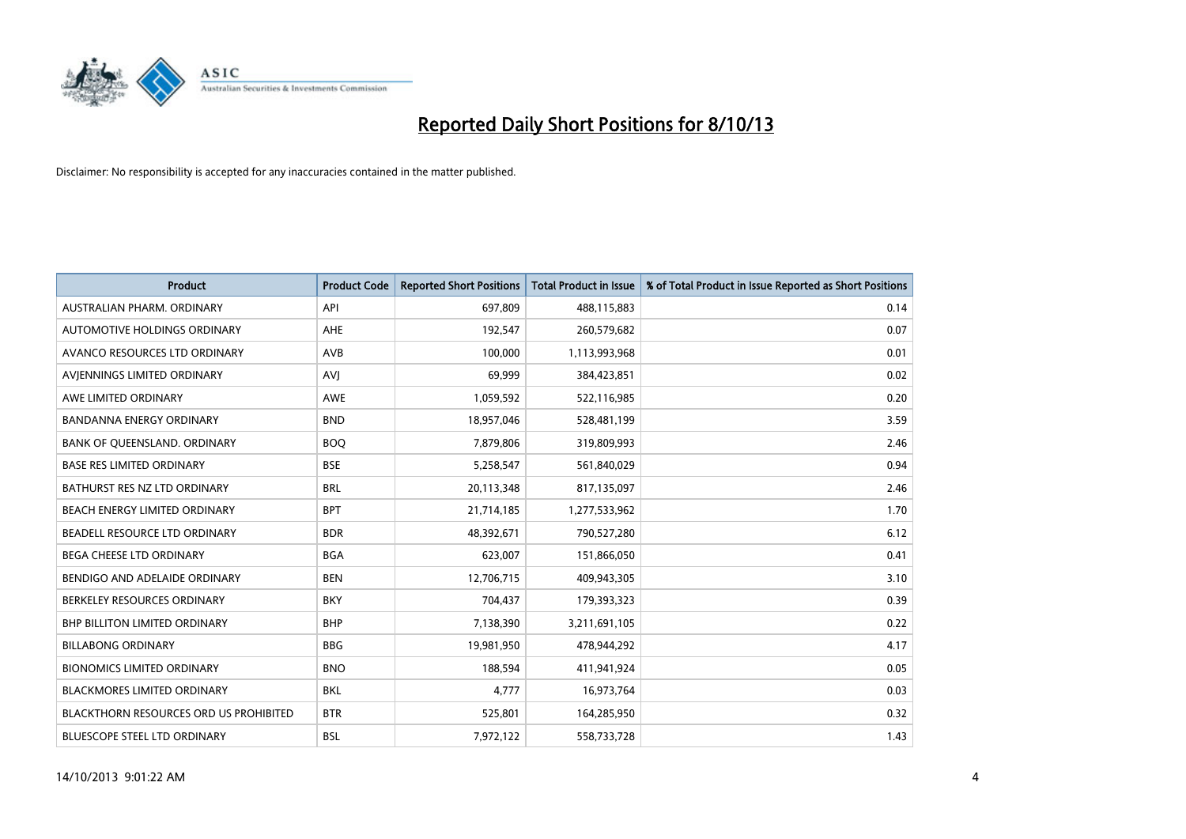# Reported Daily Short Positions for 8/10/13

Disclaimer: No responsibility is accepted for any inaccuracies contained in the matter published.

| Product | Product Code | Reported Short Positions | Total Product in Issue | % of Total Product in Issue Reported as Short Positions |
|---|---|---|---|---|
| AUSTRALIAN PHARM. ORDINARY | API | 697,809 | 488,115,883 | 0.14 |
| AUTOMOTIVE HOLDINGS ORDINARY | AHE | 192,547 | 260,579,682 | 0.07 |
| AVANCO RESOURCES LTD ORDINARY | AVB | 100,000 | 1,113,993,968 | 0.01 |
| AVJENNINGS LIMITED ORDINARY | AVJ | 69,999 | 384,423,851 | 0.02 |
| AWE LIMITED ORDINARY | AWE | 1,059,592 | 522,116,985 | 0.20 |
| BANDANNA ENERGY ORDINARY | BND | 18,957,046 | 528,481,199 | 3.59 |
| BANK OF QUEENSLAND. ORDINARY | BOQ | 7,879,806 | 319,809,993 | 2.46 |
| BASE RES LIMITED ORDINARY | BSE | 5,258,547 | 561,840,029 | 0.94 |
| BATHURST RES NZ LTD ORDINARY | BRL | 20,113,348 | 817,135,097 | 2.46 |
| BEACH ENERGY LIMITED ORDINARY | BPT | 21,714,185 | 1,277,533,962 | 1.70 |
| BEADELL RESOURCE LTD ORDINARY | BDR | 48,392,671 | 790,527,280 | 6.12 |
| BEGA CHEESE LTD ORDINARY | BGA | 623,007 | 151,866,050 | 0.41 |
| BENDIGO AND ADELAIDE ORDINARY | BEN | 12,706,715 | 409,943,305 | 3.10 |
| BERKELEY RESOURCES ORDINARY | BKY | 704,437 | 179,393,323 | 0.39 |
| BHP BILLITON LIMITED ORDINARY | BHP | 7,138,390 | 3,211,691,105 | 0.22 |
| BILLABONG ORDINARY | BBG | 19,981,950 | 478,944,292 | 4.17 |
| BIONOMICS LIMITED ORDINARY | BNO | 188,594 | 411,941,924 | 0.05 |
| BLACKMORES LIMITED ORDINARY | BKL | 4,777 | 16,973,764 | 0.03 |
| BLACKTHORN RESOURCES ORD US PROHIBITED | BTR | 525,801 | 164,285,950 | 0.32 |
| BLUESCOPE STEEL LTD ORDINARY | BSL | 7,972,122 | 558,733,728 | 1.43 |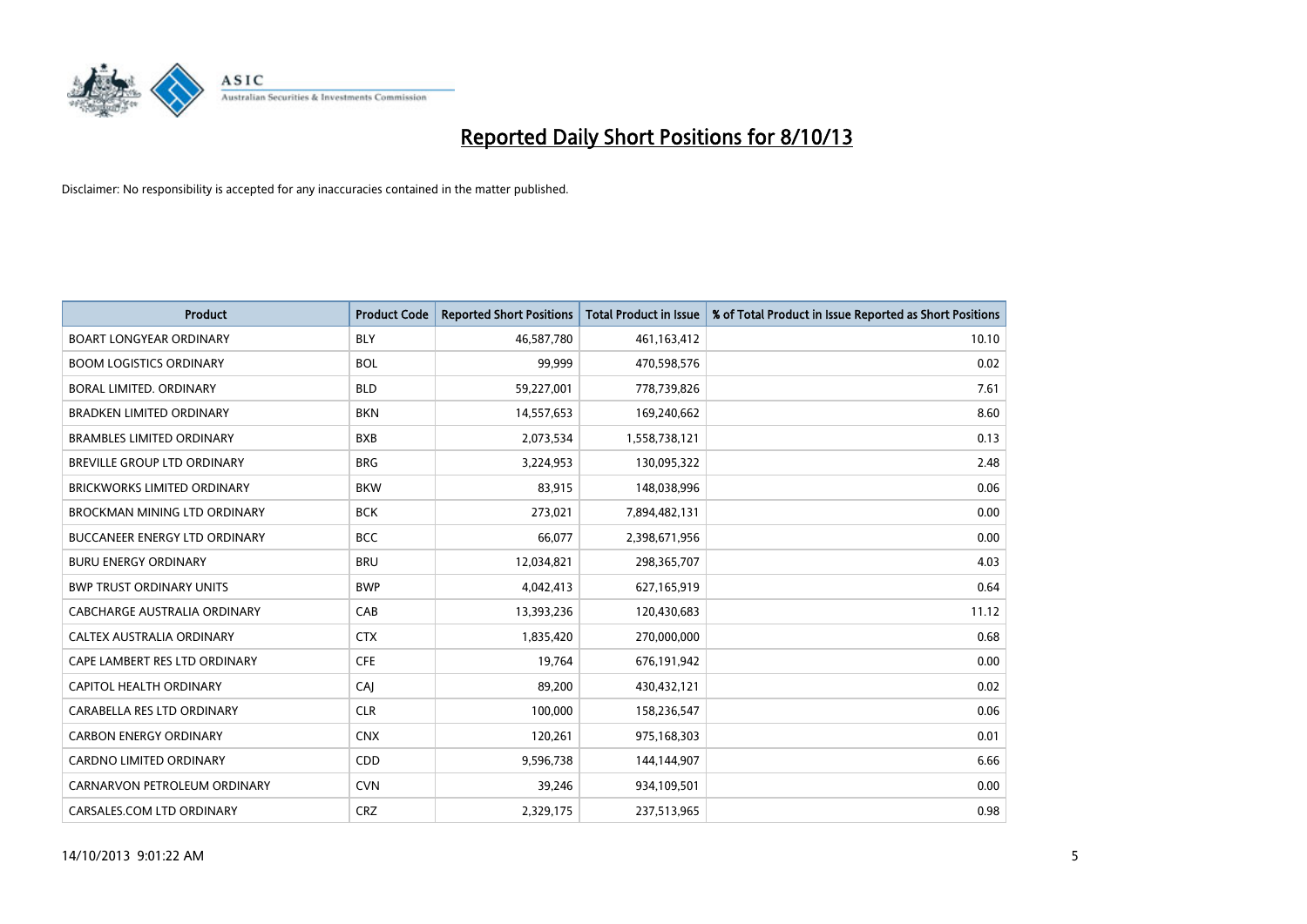# Reported Daily Short Positions for 8/10/13

Disclaimer: No responsibility is accepted for any inaccuracies contained in the matter published.

| Product | Product Code | Reported Short Positions | Total Product in Issue | % of Total Product in Issue Reported as Short Positions |
|---|---|---|---|---|
| BOART LONGYEAR ORDINARY | BLY | 46,587,780 | 461,163,412 | 10.10 |
| BOOM LOGISTICS ORDINARY | BOL | 99,999 | 470,598,576 | 0.02 |
| BORAL LIMITED. ORDINARY | BLD | 59,227,001 | 778,739,826 | 7.61 |
| BRADKEN LIMITED ORDINARY | BKN | 14,557,653 | 169,240,662 | 8.60 |
| BRAMBLES LIMITED ORDINARY | BXB | 2,073,534 | 1,558,738,121 | 0.13 |
| BREVILLE GROUP LTD ORDINARY | BRG | 3,224,953 | 130,095,322 | 2.48 |
| BRICKWORKS LIMITED ORDINARY | BKW | 83,915 | 148,038,996 | 0.06 |
| BROCKMAN MINING LTD ORDINARY | BCK | 273,021 | 7,894,482,131 | 0.00 |
| BUCCANEER ENERGY LTD ORDINARY | BCC | 66,077 | 2,398,671,956 | 0.00 |
| BURU ENERGY ORDINARY | BRU | 12,034,821 | 298,365,707 | 4.03 |
| BWP TRUST ORDINARY UNITS | BWP | 4,042,413 | 627,165,919 | 0.64 |
| CABCHARGE AUSTRALIA ORDINARY | CAB | 13,393,236 | 120,430,683 | 11.12 |
| CALTEX AUSTRALIA ORDINARY | CTX | 1,835,420 | 270,000,000 | 0.68 |
| CAPE LAMBERT RES LTD ORDINARY | CFE | 19,764 | 676,191,942 | 0.00 |
| CAPITOL HEALTH ORDINARY | CAJ | 89,200 | 430,432,121 | 0.02 |
| CARABELLA RES LTD ORDINARY | CLR | 100,000 | 158,236,547 | 0.06 |
| CARBON ENERGY ORDINARY | CNX | 120,261 | 975,168,303 | 0.01 |
| CARDNO LIMITED ORDINARY | CDD | 9,596,738 | 144,144,907 | 6.66 |
| CARNARVON PETROLEUM ORDINARY | CVN | 39,246 | 934,109,501 | 0.00 |
| CARSALES.COM LTD ORDINARY | CRZ | 2,329,175 | 237,513,965 | 0.98 |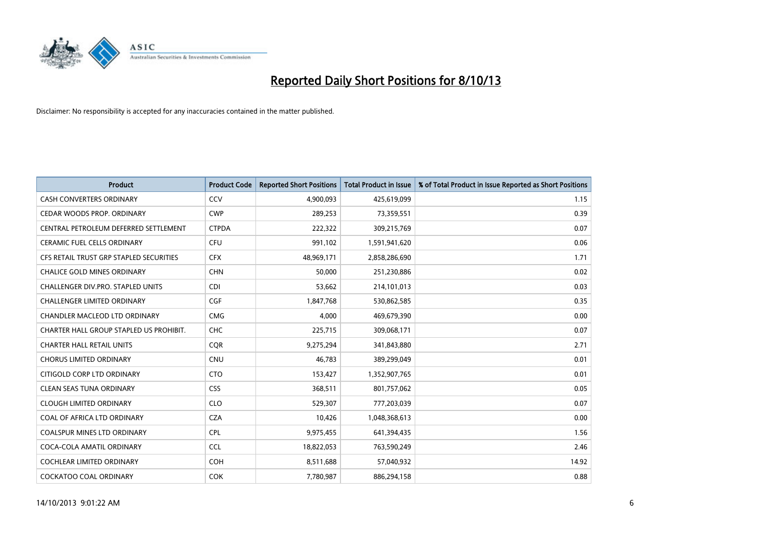# Reported Daily Short Positions for 8/10/13

Disclaimer: No responsibility is accepted for any inaccuracies contained in the matter published.

| Product | Product Code | Reported Short Positions | Total Product in Issue | % of Total Product in Issue Reported as Short Positions |
|---|---|---|---|---|
| CASH CONVERTERS ORDINARY | CCV | 4,900,093 | 425,619,099 | 1.15 |
| CEDAR WOODS PROP. ORDINARY | CWP | 289,253 | 73,359,551 | 0.39 |
| CENTRAL PETROLEUM DEFERRED SETTLEMENT | CTPDA | 222,322 | 309,215,769 | 0.07 |
| CERAMIC FUEL CELLS ORDINARY | CFU | 991,102 | 1,591,941,620 | 0.06 |
| CFS RETAIL TRUST GRP STAPLED SECURITIES | CFX | 48,969,171 | 2,858,286,690 | 1.71 |
| CHALICE GOLD MINES ORDINARY | CHN | 50,000 | 251,230,886 | 0.02 |
| CHALLENGER DIV.PRO. STAPLED UNITS | CDI | 53,662 | 214,101,013 | 0.03 |
| CHALLENGER LIMITED ORDINARY | CGF | 1,847,768 | 530,862,585 | 0.35 |
| CHANDLER MACLEOD LTD ORDINARY | CMG | 4,000 | 469,679,390 | 0.00 |
| CHARTER HALL GROUP STAPLED US PROHIBIT. | CHC | 225,715 | 309,068,171 | 0.07 |
| CHARTER HALL RETAIL UNITS | CQR | 9,275,294 | 341,843,880 | 2.71 |
| CHORUS LIMITED ORDINARY | CNU | 46,783 | 389,299,049 | 0.01 |
| CITIGOLD CORP LTD ORDINARY | CTO | 153,427 | 1,352,907,765 | 0.01 |
| CLEAN SEAS TUNA ORDINARY | CSS | 368,511 | 801,757,062 | 0.05 |
| CLOUGH LIMITED ORDINARY | CLO | 529,307 | 777,203,039 | 0.07 |
| COAL OF AFRICA LTD ORDINARY | CZA | 10,426 | 1,048,368,613 | 0.00 |
| COALSPUR MINES LTD ORDINARY | CPL | 9,975,455 | 641,394,435 | 1.56 |
| COCA-COLA AMATIL ORDINARY | CCL | 18,822,053 | 763,590,249 | 2.46 |
| COCHLEAR LIMITED ORDINARY | COH | 8,511,688 | 57,040,932 | 14.92 |
| COCKATOO COAL ORDINARY | COK | 7,780,987 | 886,294,158 | 0.88 |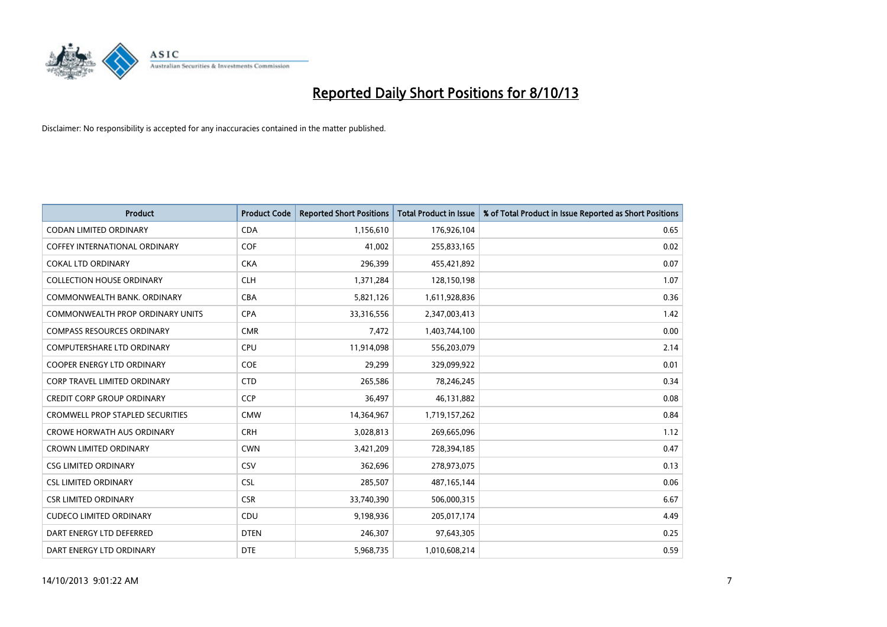# Reported Daily Short Positions for 8/10/13

Disclaimer: No responsibility is accepted for any inaccuracies contained in the matter published.

| Product | Product Code | Reported Short Positions | Total Product in Issue | % of Total Product in Issue Reported as Short Positions |
|---|---|---|---|---|
| CODAN LIMITED ORDINARY | CDA | 1,156,610 | 176,926,104 | 0.65 |
| COFFEY INTERNATIONAL ORDINARY | COF | 41,002 | 255,833,165 | 0.02 |
| COKAL LTD ORDINARY | CKA | 296,399 | 455,421,892 | 0.07 |
| COLLECTION HOUSE ORDINARY | CLH | 1,371,284 | 128,150,198 | 1.07 |
| COMMONWEALTH BANK. ORDINARY | CBA | 5,821,126 | 1,611,928,836 | 0.36 |
| COMMONWEALTH PROP ORDINARY UNITS | CPA | 33,316,556 | 2,347,003,413 | 1.42 |
| COMPASS RESOURCES ORDINARY | CMR | 7,472 | 1,403,744,100 | 0.00 |
| COMPUTERSHARE LTD ORDINARY | CPU | 11,914,098 | 556,203,079 | 2.14 |
| COOPER ENERGY LTD ORDINARY | COE | 29,299 | 329,099,922 | 0.01 |
| CORP TRAVEL LIMITED ORDINARY | CTD | 265,586 | 78,246,245 | 0.34 |
| CREDIT CORP GROUP ORDINARY | CCP | 36,497 | 46,131,882 | 0.08 |
| CROMWELL PROP STAPLED SECURITIES | CMW | 14,364,967 | 1,719,157,262 | 0.84 |
| CROWE HORWATH AUS ORDINARY | CRH | 3,028,813 | 269,665,096 | 1.12 |
| CROWN LIMITED ORDINARY | CWN | 3,421,209 | 728,394,185 | 0.47 |
| CSG LIMITED ORDINARY | CSV | 362,696 | 278,973,075 | 0.13 |
| CSL LIMITED ORDINARY | CSL | 285,507 | 487,165,144 | 0.06 |
| CSR LIMITED ORDINARY | CSR | 33,740,390 | 506,000,315 | 6.67 |
| CUDECO LIMITED ORDINARY | CDU | 9,198,936 | 205,017,174 | 4.49 |
| DART ENERGY LTD DEFERRED | DTEN | 246,307 | 97,643,305 | 0.25 |
| DART ENERGY LTD ORDINARY | DTE | 5,968,735 | 1,010,608,214 | 0.59 |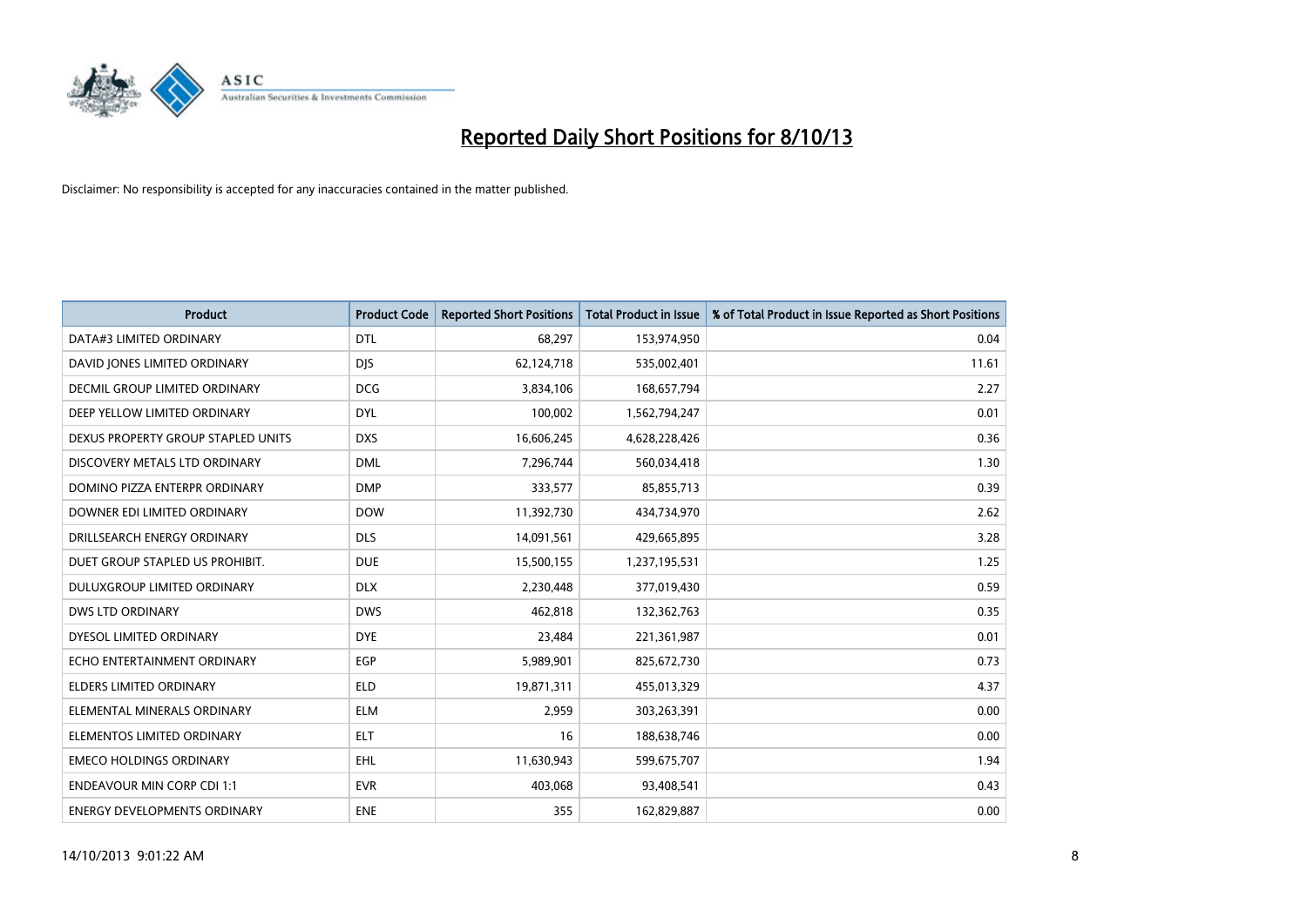# Reported Daily Short Positions for 8/10/13

Disclaimer: No responsibility is accepted for any inaccuracies contained in the matter published.

| Product | Product Code | Reported Short Positions | Total Product in Issue | % of Total Product in Issue Reported as Short Positions |
|---|---|---|---|---|
| DATA#3 LIMITED ORDINARY | DTL | 68,297 | 153,974,950 | 0.04 |
| DAVID JONES LIMITED ORDINARY | DJS | 62,124,718 | 535,002,401 | 11.61 |
| DECMIL GROUP LIMITED ORDINARY | DCG | 3,834,106 | 168,657,794 | 2.27 |
| DEEP YELLOW LIMITED ORDINARY | DYL | 100,002 | 1,562,794,247 | 0.01 |
| DEXUS PROPERTY GROUP STAPLED UNITS | DXS | 16,606,245 | 4,628,228,426 | 0.36 |
| DISCOVERY METALS LTD ORDINARY | DML | 7,296,744 | 560,034,418 | 1.30 |
| DOMINO PIZZA ENTERPR ORDINARY | DMP | 333,577 | 85,855,713 | 0.39 |
| DOWNER EDI LIMITED ORDINARY | DOW | 11,392,730 | 434,734,970 | 2.62 |
| DRILLSEARCH ENERGY ORDINARY | DLS | 14,091,561 | 429,665,895 | 3.28 |
| DUET GROUP STAPLED US PROHIBIT. | DUE | 15,500,155 | 1,237,195,531 | 1.25 |
| DULUXGROUP LIMITED ORDINARY | DLX | 2,230,448 | 377,019,430 | 0.59 |
| DWS LTD ORDINARY | DWS | 462,818 | 132,362,763 | 0.35 |
| DYESOL LIMITED ORDINARY | DYE | 23,484 | 221,361,987 | 0.01 |
| ECHO ENTERTAINMENT ORDINARY | EGP | 5,989,901 | 825,672,730 | 0.73 |
| ELDERS LIMITED ORDINARY | ELD | 19,871,311 | 455,013,329 | 4.37 |
| ELEMENTAL MINERALS ORDINARY | ELM | 2,959 | 303,263,391 | 0.00 |
| ELEMENTOS LIMITED ORDINARY | ELT | 16 | 188,638,746 | 0.00 |
| EMECO HOLDINGS ORDINARY | EHL | 11,630,943 | 599,675,707 | 1.94 |
| ENDEAVOUR MIN CORP CDI 1:1 | EVR | 403,068 | 93,408,541 | 0.43 |
| ENERGY DEVELOPMENTS ORDINARY | ENE | 355 | 162,829,887 | 0.00 |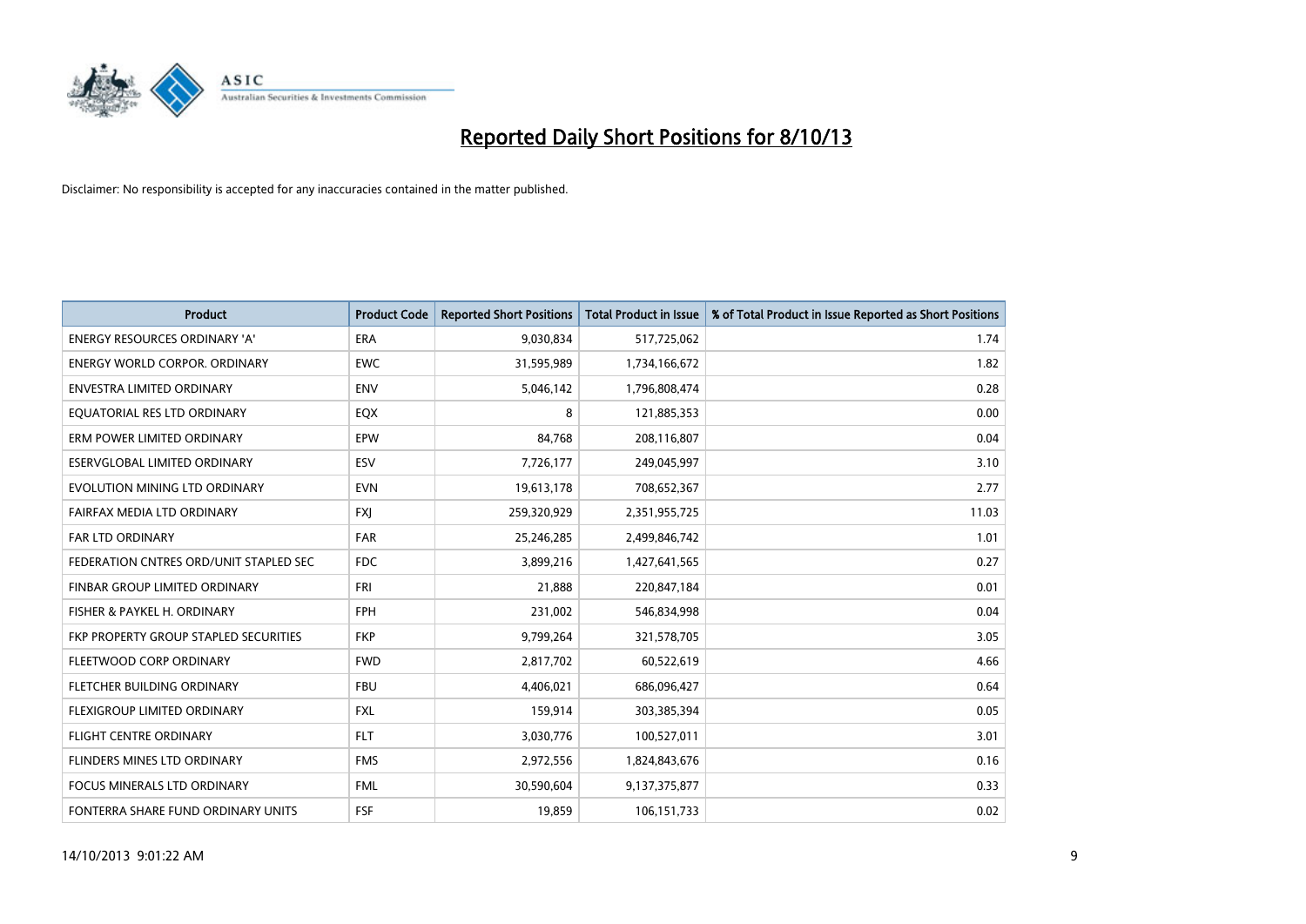# Reported Daily Short Positions for 8/10/13

Disclaimer: No responsibility is accepted for any inaccuracies contained in the matter published.

| Product | Product Code | Reported Short Positions | Total Product in Issue | % of Total Product in Issue Reported as Short Positions |
|---|---|---|---|---|
| ENERGY RESOURCES ORDINARY 'A' | ERA | 9,030,834 | 517,725,062 | 1.74 |
| ENERGY WORLD CORPOR. ORDINARY | EWC | 31,595,989 | 1,734,166,672 | 1.82 |
| ENVESTRA LIMITED ORDINARY | ENV | 5,046,142 | 1,796,808,474 | 0.28 |
| EQUATORIAL RES LTD ORDINARY | EQX | 8 | 121,885,353 | 0.00 |
| ERM POWER LIMITED ORDINARY | EPW | 84,768 | 208,116,807 | 0.04 |
| ESERVGLOBAL LIMITED ORDINARY | ESV | 7,726,177 | 249,045,997 | 3.10 |
| EVOLUTION MINING LTD ORDINARY | EVN | 19,613,178 | 708,652,367 | 2.77 |
| FAIRFAX MEDIA LTD ORDINARY | FXJ | 259,320,929 | 2,351,955,725 | 11.03 |
| FAR LTD ORDINARY | FAR | 25,246,285 | 2,499,846,742 | 1.01 |
| FEDERATION CNTRES ORD/UNIT STAPLED SEC | FDC | 3,899,216 | 1,427,641,565 | 0.27 |
| FINBAR GROUP LIMITED ORDINARY | FRI | 21,888 | 220,847,184 | 0.01 |
| FISHER & PAYKEL H. ORDINARY | FPH | 231,002 | 546,834,998 | 0.04 |
| FKP PROPERTY GROUP STAPLED SECURITIES | FKP | 9,799,264 | 321,578,705 | 3.05 |
| FLEETWOOD CORP ORDINARY | FWD | 2,817,702 | 60,522,619 | 4.66 |
| FLETCHER BUILDING ORDINARY | FBU | 4,406,021 | 686,096,427 | 0.64 |
| FLEXIGROUP LIMITED ORDINARY | FXL | 159,914 | 303,385,394 | 0.05 |
| FLIGHT CENTRE ORDINARY | FLT | 3,030,776 | 100,527,011 | 3.01 |
| FLINDERS MINES LTD ORDINARY | FMS | 2,972,556 | 1,824,843,676 | 0.16 |
| FOCUS MINERALS LTD ORDINARY | FML | 30,590,604 | 9,137,375,877 | 0.33 |
| FONTERRA SHARE FUND ORDINARY UNITS | FSF | 19,859 | 106,151,733 | 0.02 |

14/10/2013 9:01:22 AM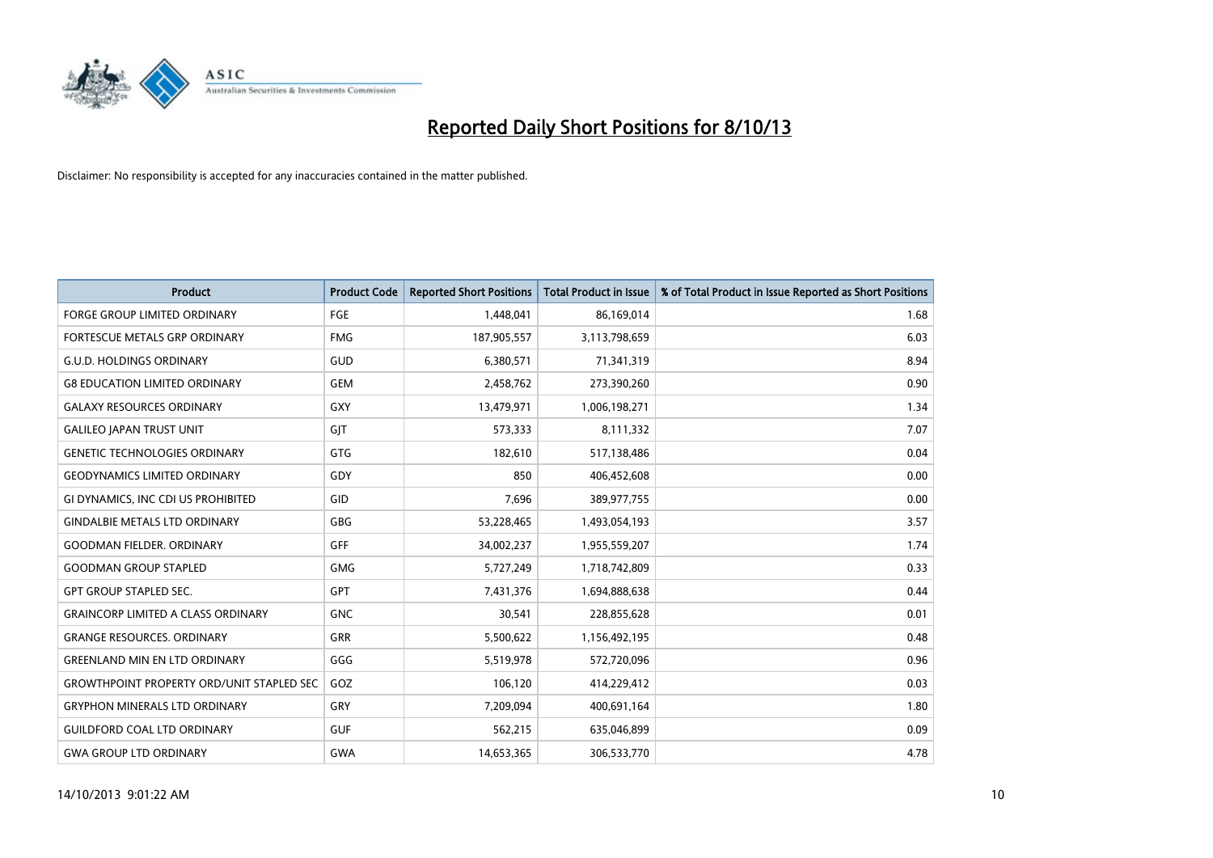# Reported Daily Short Positions for 8/10/13

Disclaimer: No responsibility is accepted for any inaccuracies contained in the matter published.

| Product | Product Code | Reported Short Positions | Total Product in Issue | % of Total Product in Issue Reported as Short Positions |
|---|---|---|---|---|
| FORGE GROUP LIMITED ORDINARY | FGE | 1,448,041 | 86,169,014 | 1.68 |
| FORTESCUE METALS GRP ORDINARY | FMG | 187,905,557 | 3,113,798,659 | 6.03 |
| G.U.D. HOLDINGS ORDINARY | GUD | 6,380,571 | 71,341,319 | 8.94 |
| G8 EDUCATION LIMITED ORDINARY | GEM | 2,458,762 | 273,390,260 | 0.90 |
| GALAXY RESOURCES ORDINARY | GXY | 13,479,971 | 1,006,198,271 | 1.34 |
| GALILEO JAPAN TRUST UNIT | GJT | 573,333 | 8,111,332 | 7.07 |
| GENETIC TECHNOLOGIES ORDINARY | GTG | 182,610 | 517,138,486 | 0.04 |
| GEODYNAMICS LIMITED ORDINARY | GDY | 850 | 406,452,608 | 0.00 |
| GI DYNAMICS, INC CDI US PROHIBITED | GID | 7,696 | 389,977,755 | 0.00 |
| GINDALBIE METALS LTD ORDINARY | GBG | 53,228,465 | 1,493,054,193 | 3.57 |
| GOODMAN FIELDER. ORDINARY | GFF | 34,002,237 | 1,955,559,207 | 1.74 |
| GOODMAN GROUP STAPLED | GMG | 5,727,249 | 1,718,742,809 | 0.33 |
| GPT GROUP STAPLED SEC. | GPT | 7,431,376 | 1,694,888,638 | 0.44 |
| GRAINCORP LIMITED A CLASS ORDINARY | GNC | 30,541 | 228,855,628 | 0.01 |
| GRANGE RESOURCES. ORDINARY | GRR | 5,500,622 | 1,156,492,195 | 0.48 |
| GREENLAND MIN EN LTD ORDINARY | GGG | 5,519,978 | 572,720,096 | 0.96 |
| GROWTHPOINT PROPERTY ORD/UNIT STAPLED SEC | GOZ | 106,120 | 414,229,412 | 0.03 |
| GRYPHON MINERALS LTD ORDINARY | GRY | 7,209,094 | 400,691,164 | 1.80 |
| GUILDFORD COAL LTD ORDINARY | GUF | 562,215 | 635,046,899 | 0.09 |
| GWA GROUP LTD ORDINARY | GWA | 14,653,365 | 306,533,770 | 4.78 |

14/10/2013 9:01:22 AM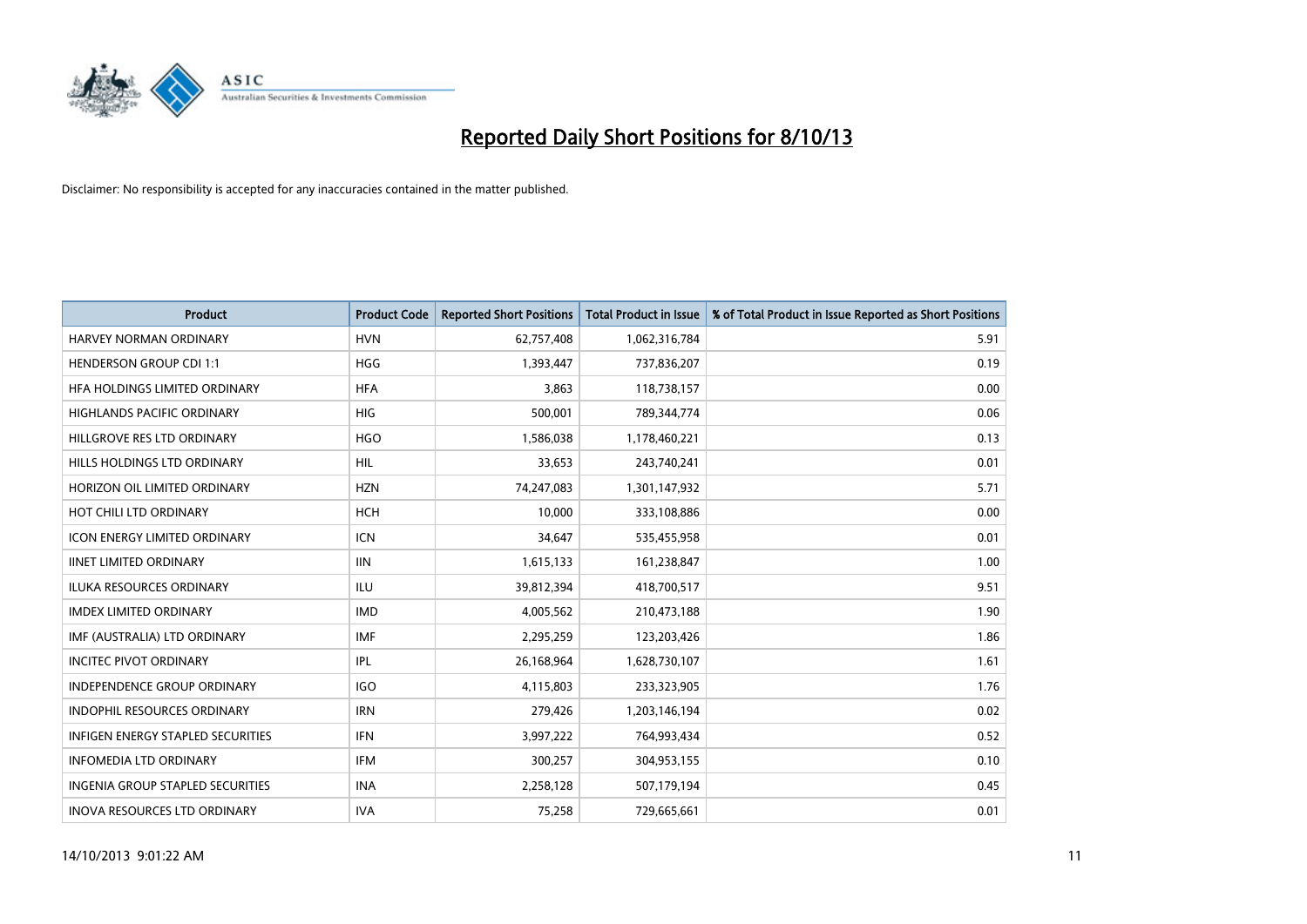# Reported Daily Short Positions for 8/10/13

Disclaimer: No responsibility is accepted for any inaccuracies contained in the matter published.

| Product | Product Code | Reported Short Positions | Total Product in Issue | % of Total Product in Issue Reported as Short Positions |
|---|---|---|---|---|
| HARVEY NORMAN ORDINARY | HVN | 62,757,408 | 1,062,316,784 | 5.91 |
| HENDERSON GROUP CDI 1:1 | HGG | 1,393,447 | 737,836,207 | 0.19 |
| HFA HOLDINGS LIMITED ORDINARY | HFA | 3,863 | 118,738,157 | 0.00 |
| HIGHLANDS PACIFIC ORDINARY | HIG | 500,001 | 789,344,774 | 0.06 |
| HILLGROVE RES LTD ORDINARY | HGO | 1,586,038 | 1,178,460,221 | 0.13 |
| HILLS HOLDINGS LTD ORDINARY | HIL | 33,653 | 243,740,241 | 0.01 |
| HORIZON OIL LIMITED ORDINARY | HZN | 74,247,083 | 1,301,147,932 | 5.71 |
| HOT CHILI LTD ORDINARY | HCH | 10,000 | 333,108,886 | 0.00 |
| ICON ENERGY LIMITED ORDINARY | ICN | 34,647 | 535,455,958 | 0.01 |
| IINET LIMITED ORDINARY | IIN | 1,615,133 | 161,238,847 | 1.00 |
| ILUKA RESOURCES ORDINARY | ILU | 39,812,394 | 418,700,517 | 9.51 |
| IMDEX LIMITED ORDINARY | IMD | 4,005,562 | 210,473,188 | 1.90 |
| IMF (AUSTRALIA) LTD ORDINARY | IMF | 2,295,259 | 123,203,426 | 1.86 |
| INCITEC PIVOT ORDINARY | IPL | 26,168,964 | 1,628,730,107 | 1.61 |
| INDEPENDENCE GROUP ORDINARY | IGO | 4,115,803 | 233,323,905 | 1.76 |
| INDOPHIL RESOURCES ORDINARY | IRN | 279,426 | 1,203,146,194 | 0.02 |
| INFIGEN ENERGY STAPLED SECURITIES | IFN | 3,997,222 | 764,993,434 | 0.52 |
| INFOMEDIA LTD ORDINARY | IFM | 300,257 | 304,953,155 | 0.10 |
| INGENIA GROUP STAPLED SECURITIES | INA | 2,258,128 | 507,179,194 | 0.45 |
| INOVA RESOURCES LTD ORDINARY | IVA | 75,258 | 729,665,661 | 0.01 |

14/10/2013 9:01:22 AM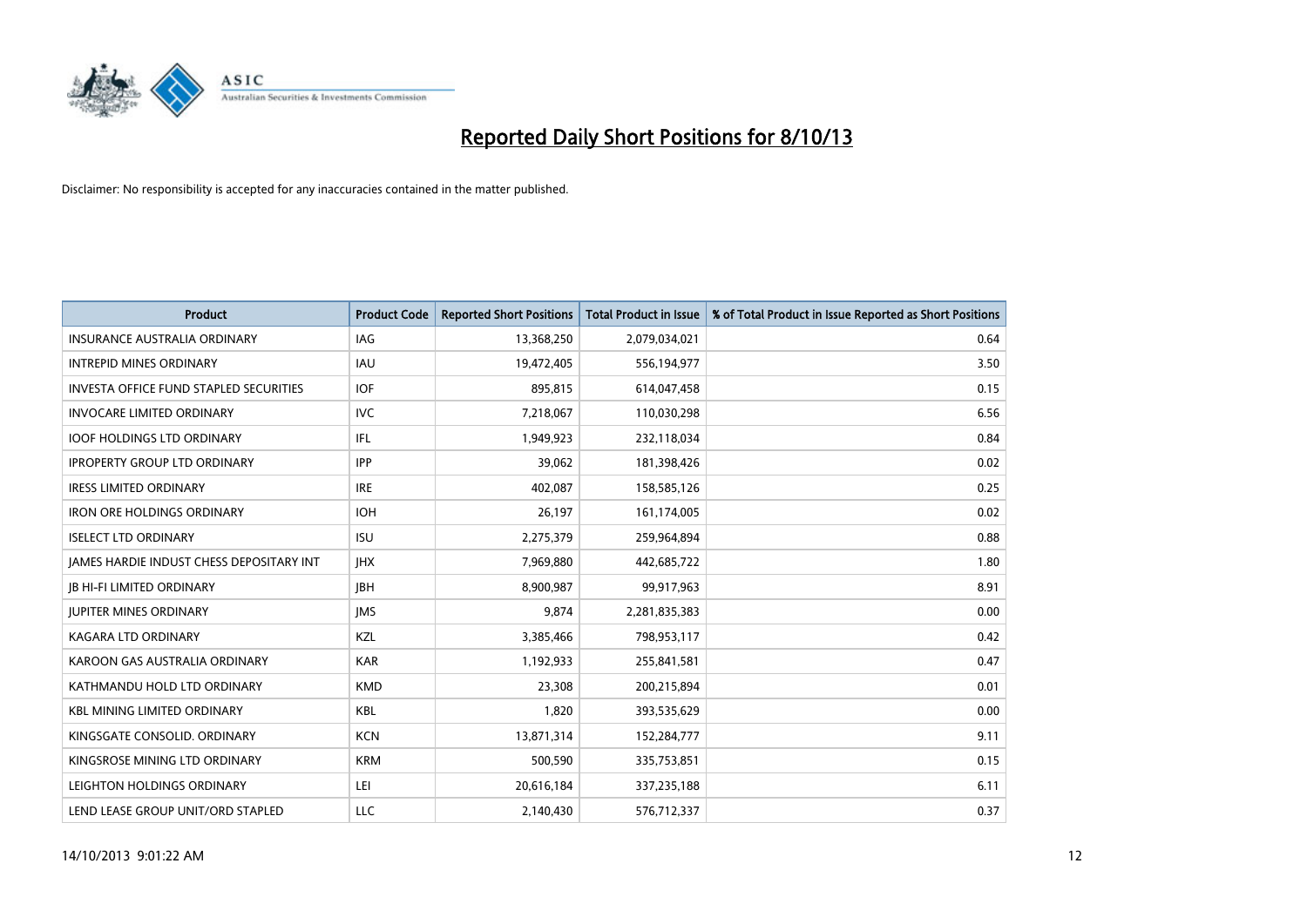# Reported Daily Short Positions for 8/10/13

Disclaimer: No responsibility is accepted for any inaccuracies contained in the matter published.

| Product | Product Code | Reported Short Positions | Total Product in Issue | % of Total Product in Issue Reported as Short Positions |
|---|---|---|---|---|
| INSURANCE AUSTRALIA ORDINARY | IAG | 13,368,250 | 2,079,034,021 | 0.64 |
| INTREPID MINES ORDINARY | IAU | 19,472,405 | 556,194,977 | 3.50 |
| INVESTA OFFICE FUND STAPLED SECURITIES | IOF | 895,815 | 614,047,458 | 0.15 |
| INVOCARE LIMITED ORDINARY | IVC | 7,218,067 | 110,030,298 | 6.56 |
| IOOF HOLDINGS LTD ORDINARY | IFL | 1,949,923 | 232,118,034 | 0.84 |
| IPROPERTY GROUP LTD ORDINARY | IPP | 39,062 | 181,398,426 | 0.02 |
| IRESS LIMITED ORDINARY | IRE | 402,087 | 158,585,126 | 0.25 |
| IRON ORE HOLDINGS ORDINARY | IOH | 26,197 | 161,174,005 | 0.02 |
| ISELECT LTD ORDINARY | ISU | 2,275,379 | 259,964,894 | 0.88 |
| JAMES HARDIE INDUST CHESS DEPOSITARY INT | JHX | 7,969,880 | 442,685,722 | 1.80 |
| JB HI-FI LIMITED ORDINARY | JBH | 8,900,987 | 99,917,963 | 8.91 |
| JUPITER MINES ORDINARY | JMS | 9,874 | 2,281,835,383 | 0.00 |
| KAGARA LTD ORDINARY | KZL | 3,385,466 | 798,953,117 | 0.42 |
| KAROON GAS AUSTRALIA ORDINARY | KAR | 1,192,933 | 255,841,581 | 0.47 |
| KATHMANDU HOLD LTD ORDINARY | KMD | 23,308 | 200,215,894 | 0.01 |
| KBL MINING LIMITED ORDINARY | KBL | 1,820 | 393,535,629 | 0.00 |
| KINGSGATE CONSOLID. ORDINARY | KCN | 13,871,314 | 152,284,777 | 9.11 |
| KINGSROSE MINING LTD ORDINARY | KRM | 500,590 | 335,753,851 | 0.15 |
| LEIGHTON HOLDINGS ORDINARY | LEI | 20,616,184 | 337,235,188 | 6.11 |
| LEND LEASE GROUP UNIT/ORD STAPLED | LLC | 2,140,430 | 576,712,337 | 0.37 |

14/10/2013 9:01:22 AM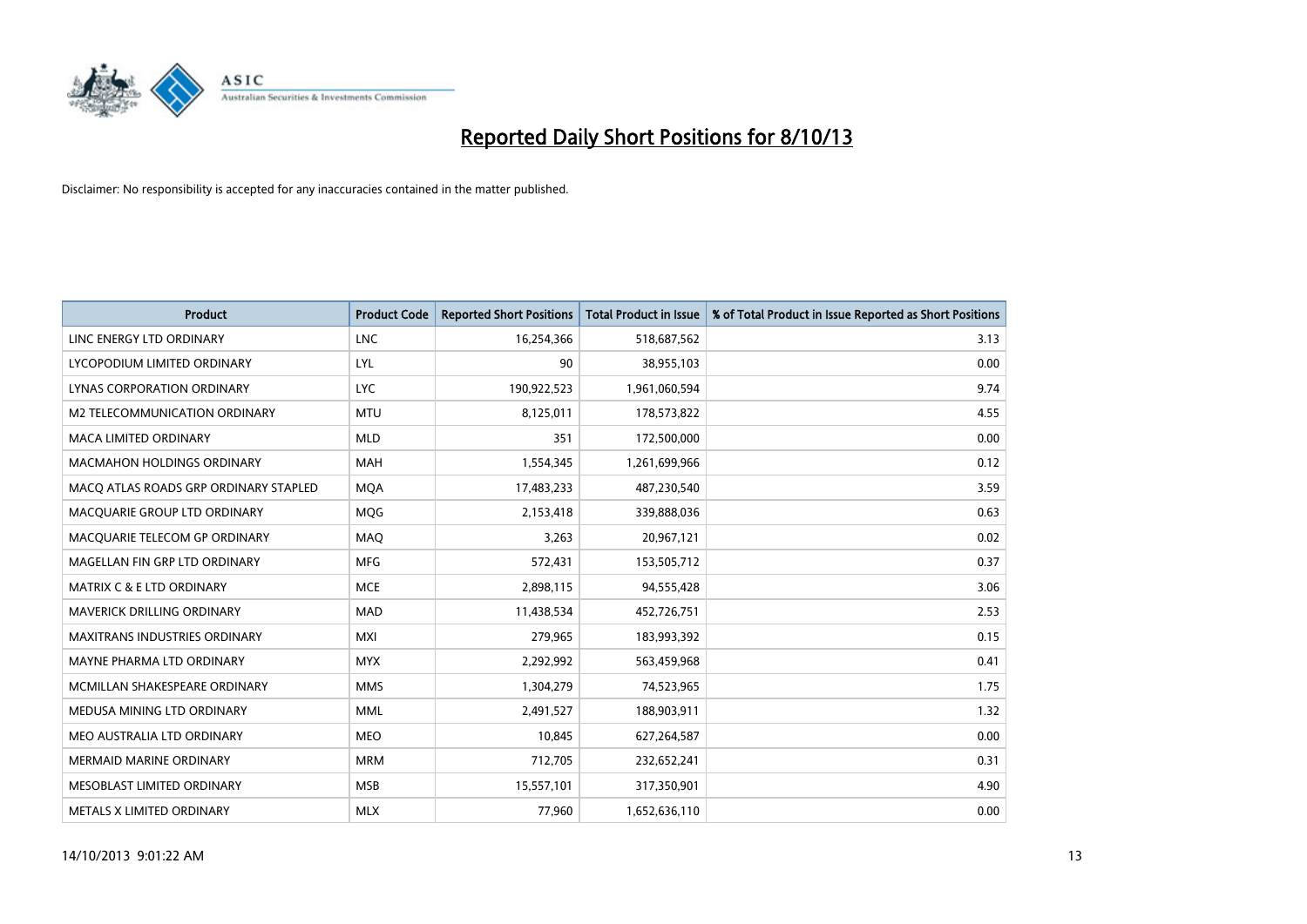# Reported Daily Short Positions for 8/10/13

Disclaimer: No responsibility is accepted for any inaccuracies contained in the matter published.

| Product | Product Code | Reported Short Positions | Total Product in Issue | % of Total Product in Issue Reported as Short Positions |
|---|---|---|---|---|
| LINC ENERGY LTD ORDINARY | LNC | 16,254,366 | 518,687,562 | 3.13 |
| LYCOPODIUM LIMITED ORDINARY | LYL | 90 | 38,955,103 | 0.00 |
| LYNAS CORPORATION ORDINARY | LYC | 190,922,523 | 1,961,060,594 | 9.74 |
| M2 TELECOMMUNICATION ORDINARY | MTU | 8,125,011 | 178,573,822 | 4.55 |
| MACA LIMITED ORDINARY | MLD | 351 | 172,500,000 | 0.00 |
| MACMAHON HOLDINGS ORDINARY | MAH | 1,554,345 | 1,261,699,966 | 0.12 |
| MACQ ATLAS ROADS GRP ORDINARY STAPLED | MQA | 17,483,233 | 487,230,540 | 3.59 |
| MACQUARIE GROUP LTD ORDINARY | MQG | 2,153,418 | 339,888,036 | 0.63 |
| MACQUARIE TELECOM GP ORDINARY | MAQ | 3,263 | 20,967,121 | 0.02 |
| MAGELLAN FIN GRP LTD ORDINARY | MFG | 572,431 | 153,505,712 | 0.37 |
| MATRIX C & E LTD ORDINARY | MCE | 2,898,115 | 94,555,428 | 3.06 |
| MAVERICK DRILLING ORDINARY | MAD | 11,438,534 | 452,726,751 | 2.53 |
| MAXITRANS INDUSTRIES ORDINARY | MXI | 279,965 | 183,993,392 | 0.15 |
| MAYNE PHARMA LTD ORDINARY | MYX | 2,292,992 | 563,459,968 | 0.41 |
| MCMILLAN SHAKESPEARE ORDINARY | MMS | 1,304,279 | 74,523,965 | 1.75 |
| MEDUSA MINING LTD ORDINARY | MML | 2,491,527 | 188,903,911 | 1.32 |
| MEO AUSTRALIA LTD ORDINARY | MEO | 10,845 | 627,264,587 | 0.00 |
| MERMAID MARINE ORDINARY | MRM | 712,705 | 232,652,241 | 0.31 |
| MESOBLAST LIMITED ORDINARY | MSB | 15,557,101 | 317,350,901 | 4.90 |
| METALS X LIMITED ORDINARY | MLX | 77,960 | 1,652,636,110 | 0.00 |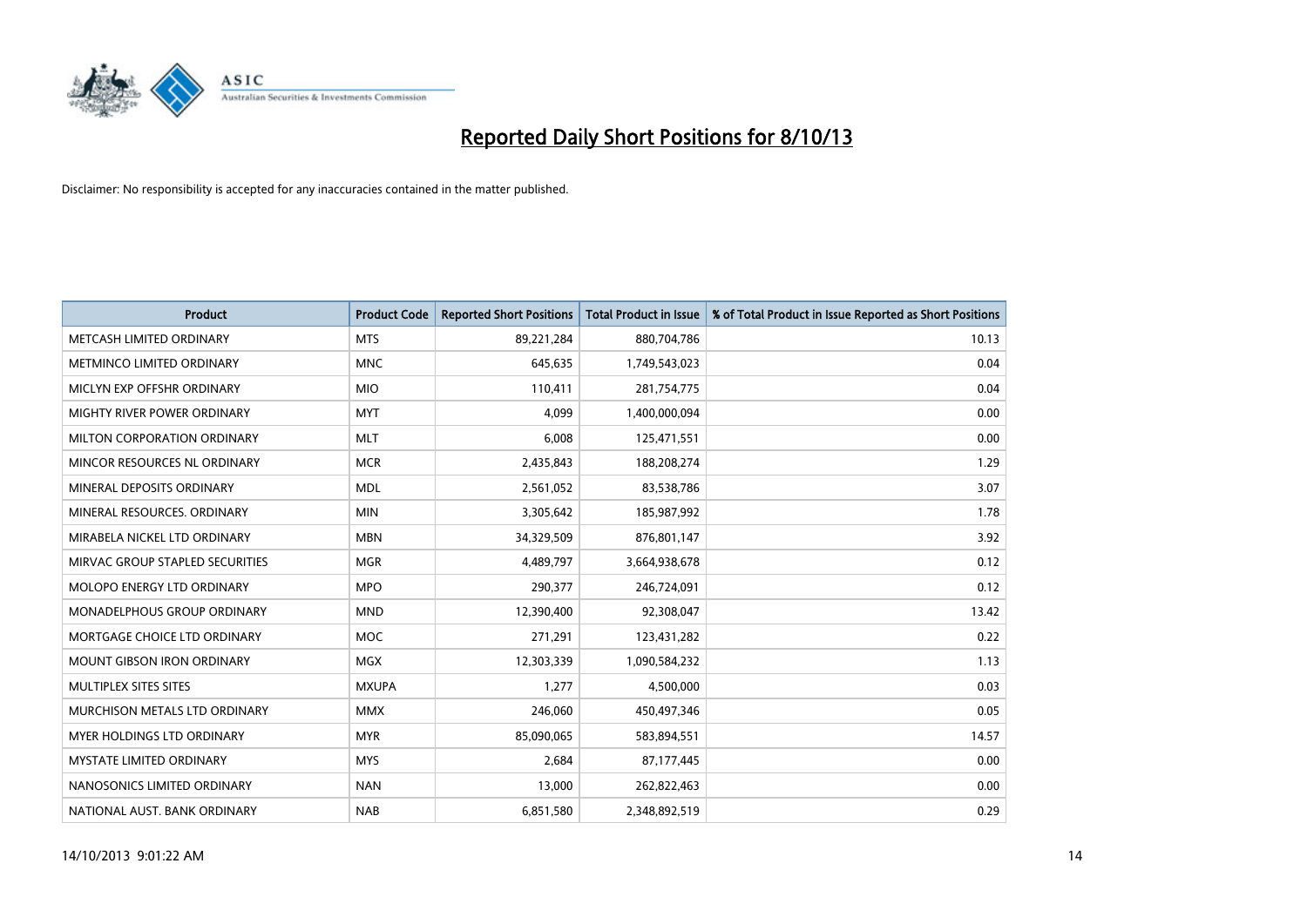# Reported Daily Short Positions for 8/10/13

Disclaimer: No responsibility is accepted for any inaccuracies contained in the matter published.

| Product | Product Code | Reported Short Positions | Total Product in Issue | % of Total Product in Issue Reported as Short Positions |
|---|---|---|---|---|
| METCASH LIMITED ORDINARY | MTS | 89,221,284 | 880,704,786 | 10.13 |
| METMINCO LIMITED ORDINARY | MNC | 645,635 | 1,749,543,023 | 0.04 |
| MICLYN EXP OFFSHR ORDINARY | MIO | 110,411 | 281,754,775 | 0.04 |
| MIGHTY RIVER POWER ORDINARY | MYT | 4,099 | 1,400,000,094 | 0.00 |
| MILTON CORPORATION ORDINARY | MLT | 6,008 | 125,471,551 | 0.00 |
| MINCOR RESOURCES NL ORDINARY | MCR | 2,435,843 | 188,208,274 | 1.29 |
| MINERAL DEPOSITS ORDINARY | MDL | 2,561,052 | 83,538,786 | 3.07 |
| MINERAL RESOURCES. ORDINARY | MIN | 3,305,642 | 185,987,992 | 1.78 |
| MIRABELA NICKEL LTD ORDINARY | MBN | 34,329,509 | 876,801,147 | 3.92 |
| MIRVAC GROUP STAPLED SECURITIES | MGR | 4,489,797 | 3,664,938,678 | 0.12 |
| MOLOPO ENERGY LTD ORDINARY | MPO | 290,377 | 246,724,091 | 0.12 |
| MONADELPHOUS GROUP ORDINARY | MND | 12,390,400 | 92,308,047 | 13.42 |
| MORTGAGE CHOICE LTD ORDINARY | MOC | 271,291 | 123,431,282 | 0.22 |
| MOUNT GIBSON IRON ORDINARY | MGX | 12,303,339 | 1,090,584,232 | 1.13 |
| MULTIPLEX SITES SITES | MXUPA | 1,277 | 4,500,000 | 0.03 |
| MURCHISON METALS LTD ORDINARY | MMX | 246,060 | 450,497,346 | 0.05 |
| MYER HOLDINGS LTD ORDINARY | MYR | 85,090,065 | 583,894,551 | 14.57 |
| MYSTATE LIMITED ORDINARY | MYS | 2,684 | 87,177,445 | 0.00 |
| NANOSONICS LIMITED ORDINARY | NAN | 13,000 | 262,822,463 | 0.00 |
| NATIONAL AUST. BANK ORDINARY | NAB | 6,851,580 | 2,348,892,519 | 0.29 |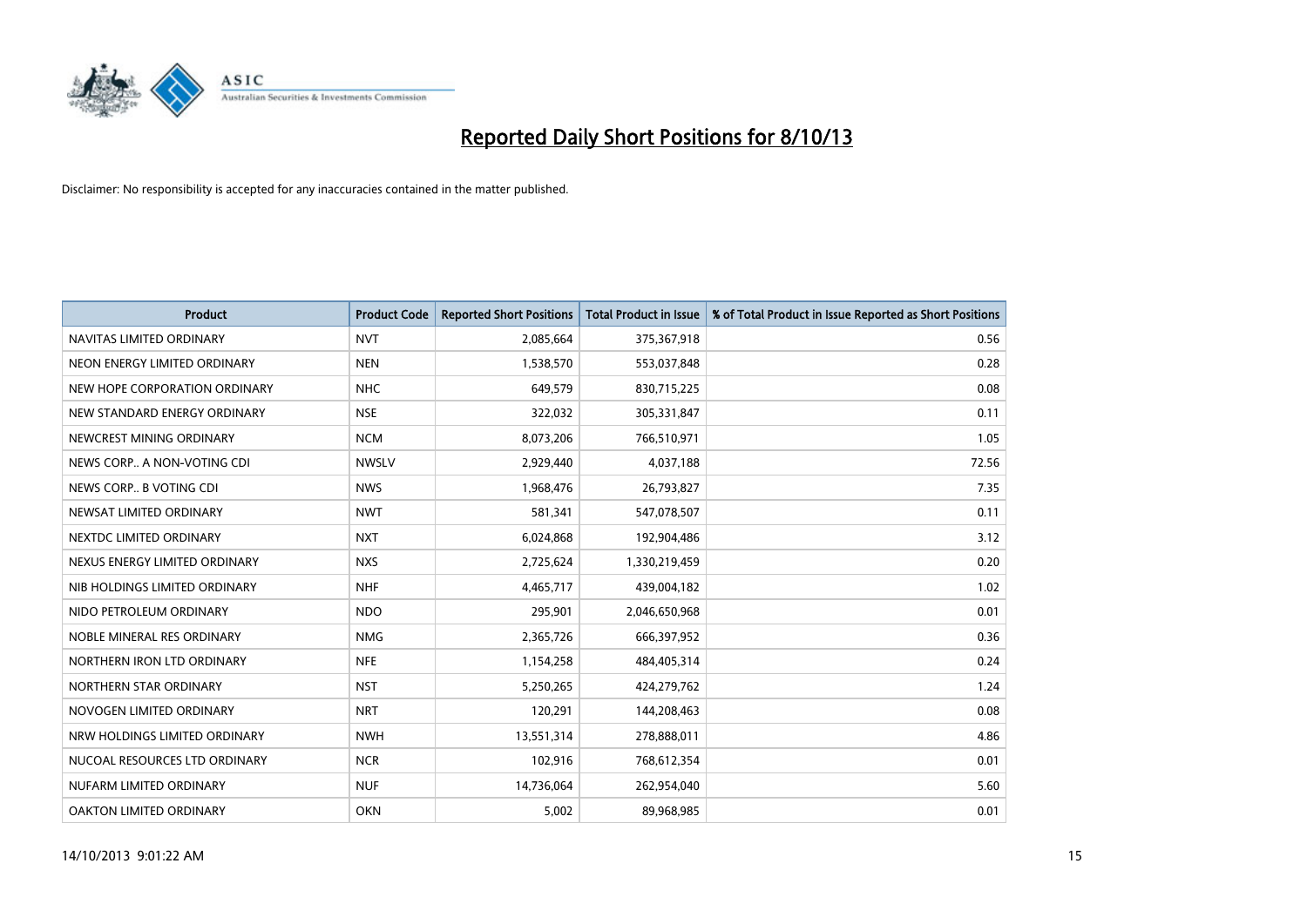# Reported Daily Short Positions for 8/10/13

Disclaimer: No responsibility is accepted for any inaccuracies contained in the matter published.

| Product | Product Code | Reported Short Positions | Total Product in Issue | % of Total Product in Issue Reported as Short Positions |
|---|---|---|---|---|
| NAVITAS LIMITED ORDINARY | NVT | 2,085,664 | 375,367,918 | 0.56 |
| NEON ENERGY LIMITED ORDINARY | NEN | 1,538,570 | 553,037,848 | 0.28 |
| NEW HOPE CORPORATION ORDINARY | NHC | 649,579 | 830,715,225 | 0.08 |
| NEW STANDARD ENERGY ORDINARY | NSE | 322,032 | 305,331,847 | 0.11 |
| NEWCREST MINING ORDINARY | NCM | 8,073,206 | 766,510,971 | 1.05 |
| NEWS CORP.. A NON-VOTING CDI | NWSLV | 2,929,440 | 4,037,188 | 72.56 |
| NEWS CORP.. B VOTING CDI | NWS | 1,968,476 | 26,793,827 | 7.35 |
| NEWSAT LIMITED ORDINARY | NWT | 581,341 | 547,078,507 | 0.11 |
| NEXTDC LIMITED ORDINARY | NXT | 6,024,868 | 192,904,486 | 3.12 |
| NEXUS ENERGY LIMITED ORDINARY | NXS | 2,725,624 | 1,330,219,459 | 0.20 |
| NIB HOLDINGS LIMITED ORDINARY | NHF | 4,465,717 | 439,004,182 | 1.02 |
| NIDO PETROLEUM ORDINARY | NDO | 295,901 | 2,046,650,968 | 0.01 |
| NOBLE MINERAL RES ORDINARY | NMG | 2,365,726 | 666,397,952 | 0.36 |
| NORTHERN IRON LTD ORDINARY | NFE | 1,154,258 | 484,405,314 | 0.24 |
| NORTHERN STAR ORDINARY | NST | 5,250,265 | 424,279,762 | 1.24 |
| NOVOGEN LIMITED ORDINARY | NRT | 120,291 | 144,208,463 | 0.08 |
| NRW HOLDINGS LIMITED ORDINARY | NWH | 13,551,314 | 278,888,011 | 4.86 |
| NUCOAL RESOURCES LTD ORDINARY | NCR | 102,916 | 768,612,354 | 0.01 |
| NUFARM LIMITED ORDINARY | NUF | 14,736,064 | 262,954,040 | 5.60 |
| OAKTON LIMITED ORDINARY | OKN | 5,002 | 89,968,985 | 0.01 |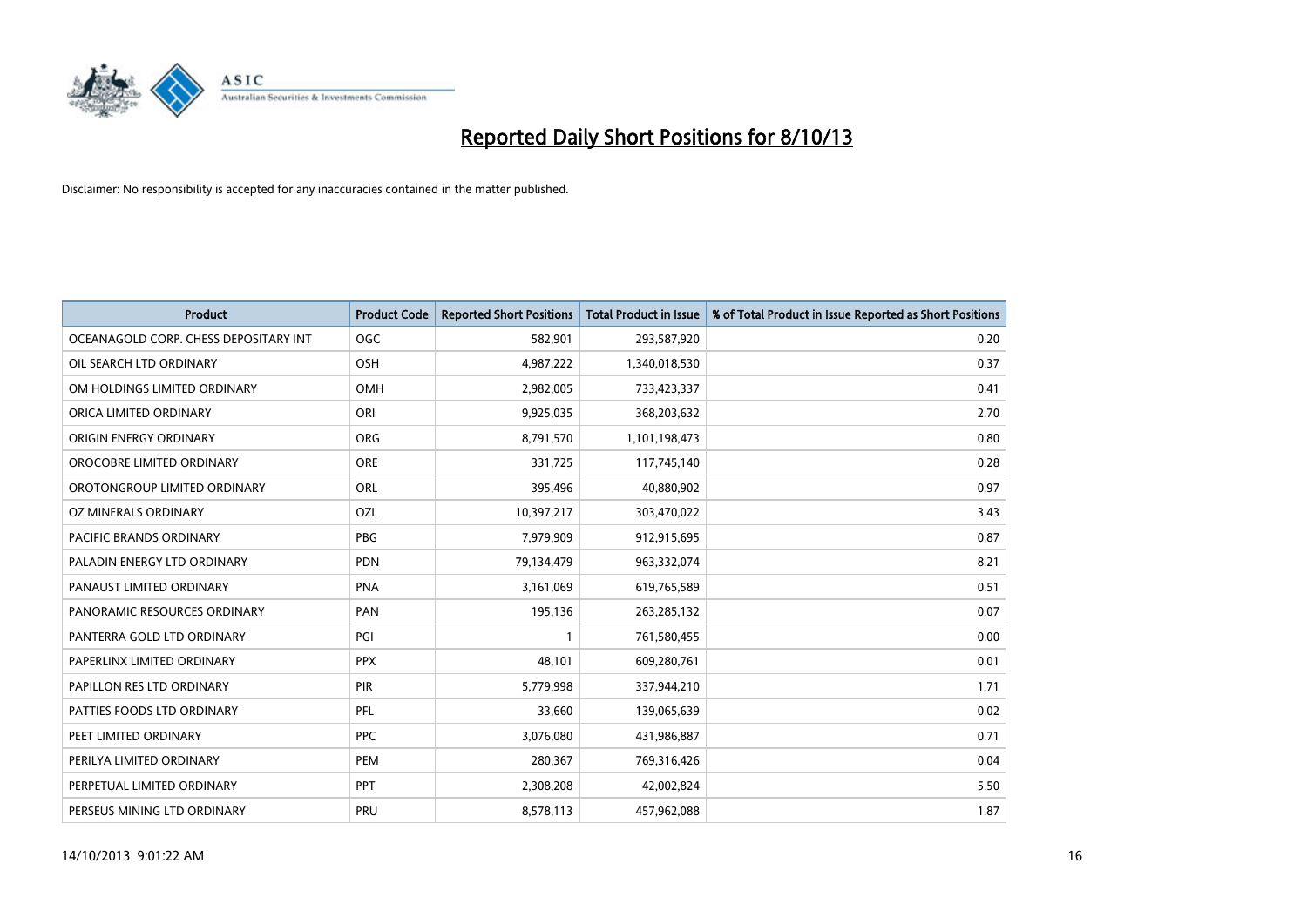# Reported Daily Short Positions for 8/10/13

Disclaimer: No responsibility is accepted for any inaccuracies contained in the matter published.

| Product | Product Code | Reported Short Positions | Total Product in Issue | % of Total Product in Issue Reported as Short Positions |
|---|---|---|---|---|
| OCEANAGOLD CORP. CHESS DEPOSITARY INT | OGC | 582,901 | 293,587,920 | 0.20 |
| OIL SEARCH LTD ORDINARY | OSH | 4,987,222 | 1,340,018,530 | 0.37 |
| OM HOLDINGS LIMITED ORDINARY | OMH | 2,982,005 | 733,423,337 | 0.41 |
| ORICA LIMITED ORDINARY | ORI | 9,925,035 | 368,203,632 | 2.70 |
| ORIGIN ENERGY ORDINARY | ORG | 8,791,570 | 1,101,198,473 | 0.80 |
| OROCOBRE LIMITED ORDINARY | ORE | 331,725 | 117,745,140 | 0.28 |
| OROTONGROUP LIMITED ORDINARY | ORL | 395,496 | 40,880,902 | 0.97 |
| OZ MINERALS ORDINARY | OZL | 10,397,217 | 303,470,022 | 3.43 |
| PACIFIC BRANDS ORDINARY | PBG | 7,979,909 | 912,915,695 | 0.87 |
| PALADIN ENERGY LTD ORDINARY | PDN | 79,134,479 | 963,332,074 | 8.21 |
| PANAUST LIMITED ORDINARY | PNA | 3,161,069 | 619,765,589 | 0.51 |
| PANORAMIC RESOURCES ORDINARY | PAN | 195,136 | 263,285,132 | 0.07 |
| PANTERRA GOLD LTD ORDINARY | PGI | 1 | 761,580,455 | 0.00 |
| PAPERLINX LIMITED ORDINARY | PPX | 48,101 | 609,280,761 | 0.01 |
| PAPILLON RES LTD ORDINARY | PIR | 5,779,998 | 337,944,210 | 1.71 |
| PATTIES FOODS LTD ORDINARY | PFL | 33,660 | 139,065,639 | 0.02 |
| PEET LIMITED ORDINARY | PPC | 3,076,080 | 431,986,887 | 0.71 |
| PERILYA LIMITED ORDINARY | PEM | 280,367 | 769,316,426 | 0.04 |
| PERPETUAL LIMITED ORDINARY | PPT | 2,308,208 | 42,002,824 | 5.50 |
| PERSEUS MINING LTD ORDINARY | PRU | 8,578,113 | 457,962,088 | 1.87 |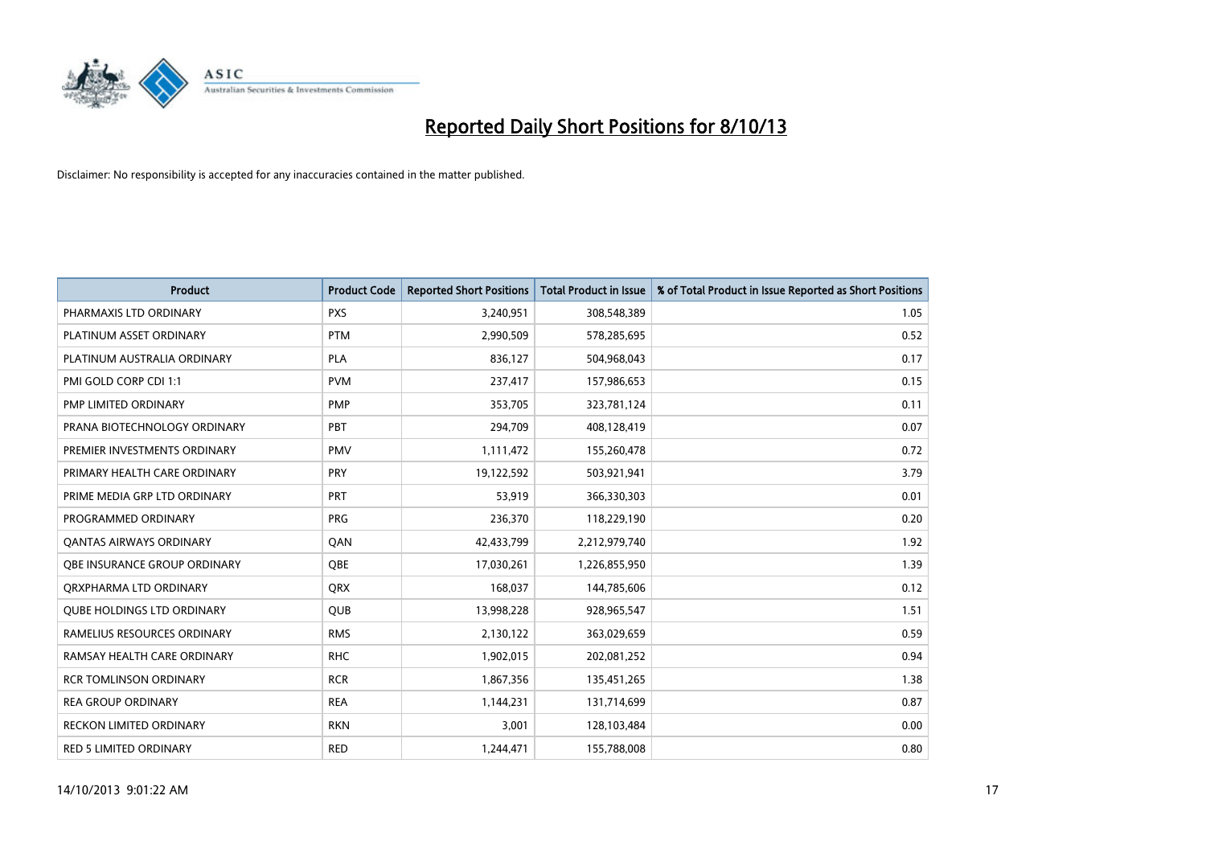# Reported Daily Short Positions for 8/10/13

Disclaimer: No responsibility is accepted for any inaccuracies contained in the matter published.

| Product | Product Code | Reported Short Positions | Total Product in Issue | % of Total Product in Issue Reported as Short Positions |
|---|---|---|---|---|
| PHARMAXIS LTD ORDINARY | PXS | 3,240,951 | 308,548,389 | 1.05 |
| PLATINUM ASSET ORDINARY | PTM | 2,990,509 | 578,285,695 | 0.52 |
| PLATINUM AUSTRALIA ORDINARY | PLA | 836,127 | 504,968,043 | 0.17 |
| PMI GOLD CORP CDI 1:1 | PVM | 237,417 | 157,986,653 | 0.15 |
| PMP LIMITED ORDINARY | PMP | 353,705 | 323,781,124 | 0.11 |
| PRANA BIOTECHNOLOGY ORDINARY | PBT | 294,709 | 408,128,419 | 0.07 |
| PREMIER INVESTMENTS ORDINARY | PMV | 1,111,472 | 155,260,478 | 0.72 |
| PRIMARY HEALTH CARE ORDINARY | PRY | 19,122,592 | 503,921,941 | 3.79 |
| PRIME MEDIA GRP LTD ORDINARY | PRT | 53,919 | 366,330,303 | 0.01 |
| PROGRAMMED ORDINARY | PRG | 236,370 | 118,229,190 | 0.20 |
| QANTAS AIRWAYS ORDINARY | QAN | 42,433,799 | 2,212,979,740 | 1.92 |
| QBE INSURANCE GROUP ORDINARY | QBE | 17,030,261 | 1,226,855,950 | 1.39 |
| QRXPHARMA LTD ORDINARY | QRX | 168,037 | 144,785,606 | 0.12 |
| QUBE HOLDINGS LTD ORDINARY | QUB | 13,998,228 | 928,965,547 | 1.51 |
| RAMELIUS RESOURCES ORDINARY | RMS | 2,130,122 | 363,029,659 | 0.59 |
| RAMSAY HEALTH CARE ORDINARY | RHC | 1,902,015 | 202,081,252 | 0.94 |
| RCR TOMLINSON ORDINARY | RCR | 1,867,356 | 135,451,265 | 1.38 |
| REA GROUP ORDINARY | REA | 1,144,231 | 131,714,699 | 0.87 |
| RECKON LIMITED ORDINARY | RKN | 3,001 | 128,103,484 | 0.00 |
| RED 5 LIMITED ORDINARY | RED | 1,244,471 | 155,788,008 | 0.80 |

14/10/2013 9:01:22 AM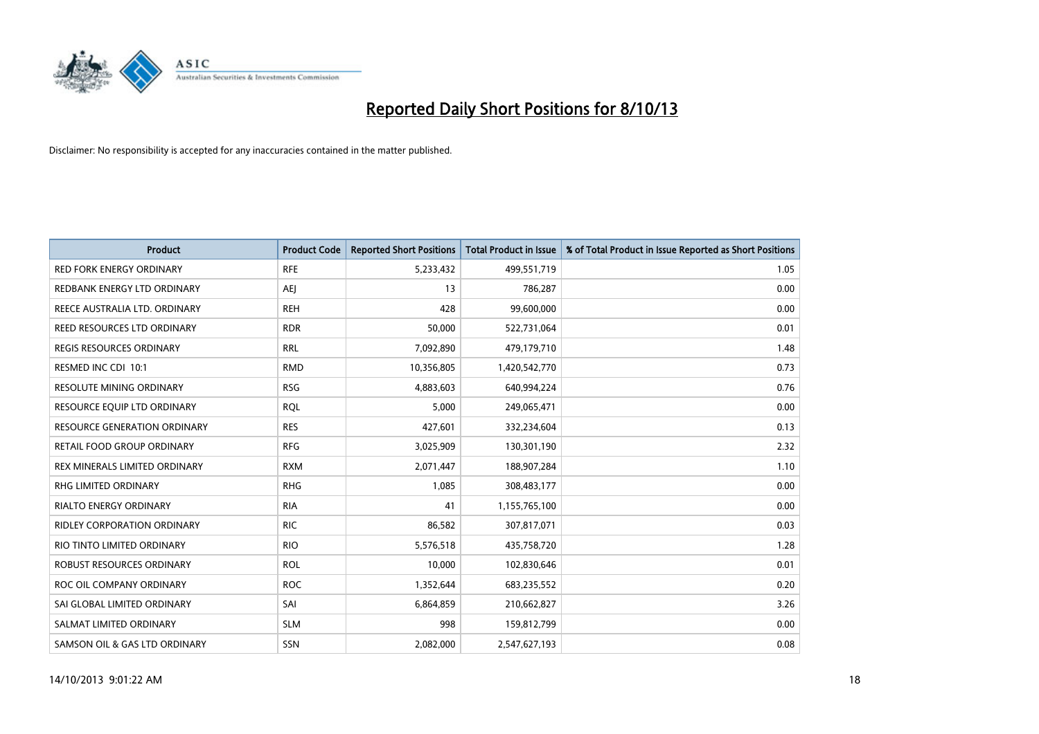# Reported Daily Short Positions for 8/10/13

Disclaimer: No responsibility is accepted for any inaccuracies contained in the matter published.

| Product | Product Code | Reported Short Positions | Total Product in Issue | % of Total Product in Issue Reported as Short Positions |
|---|---|---|---|---|
| RED FORK ENERGY ORDINARY | RFE | 5,233,432 | 499,551,719 | 1.05 |
| REDBANK ENERGY LTD ORDINARY | AEJ | 13 | 786,287 | 0.00 |
| REECE AUSTRALIA LTD. ORDINARY | REH | 428 | 99,600,000 | 0.00 |
| REED RESOURCES LTD ORDINARY | RDR | 50,000 | 522,731,064 | 0.01 |
| REGIS RESOURCES ORDINARY | RRL | 7,092,890 | 479,179,710 | 1.48 |
| RESMED INC CDI 10:1 | RMD | 10,356,805 | 1,420,542,770 | 0.73 |
| RESOLUTE MINING ORDINARY | RSG | 4,883,603 | 640,994,224 | 0.76 |
| RESOURCE EQUIP LTD ORDINARY | RQL | 5,000 | 249,065,471 | 0.00 |
| RESOURCE GENERATION ORDINARY | RES | 427,601 | 332,234,604 | 0.13 |
| RETAIL FOOD GROUP ORDINARY | RFG | 3,025,909 | 130,301,190 | 2.32 |
| REX MINERALS LIMITED ORDINARY | RXM | 2,071,447 | 188,907,284 | 1.10 |
| RHG LIMITED ORDINARY | RHG | 1,085 | 308,483,177 | 0.00 |
| RIALTO ENERGY ORDINARY | RIA | 41 | 1,155,765,100 | 0.00 |
| RIDLEY CORPORATION ORDINARY | RIC | 86,582 | 307,817,071 | 0.03 |
| RIO TINTO LIMITED ORDINARY | RIO | 5,576,518 | 435,758,720 | 1.28 |
| ROBUST RESOURCES ORDINARY | ROL | 10,000 | 102,830,646 | 0.01 |
| ROC OIL COMPANY ORDINARY | ROC | 1,352,644 | 683,235,552 | 0.20 |
| SAI GLOBAL LIMITED ORDINARY | SAI | 6,864,859 | 210,662,827 | 3.26 |
| SALMAT LIMITED ORDINARY | SLM | 998 | 159,812,799 | 0.00 |
| SAMSON OIL & GAS LTD ORDINARY | SSN | 2,082,000 | 2,547,627,193 | 0.08 |

14/10/2013 9:01:22 AM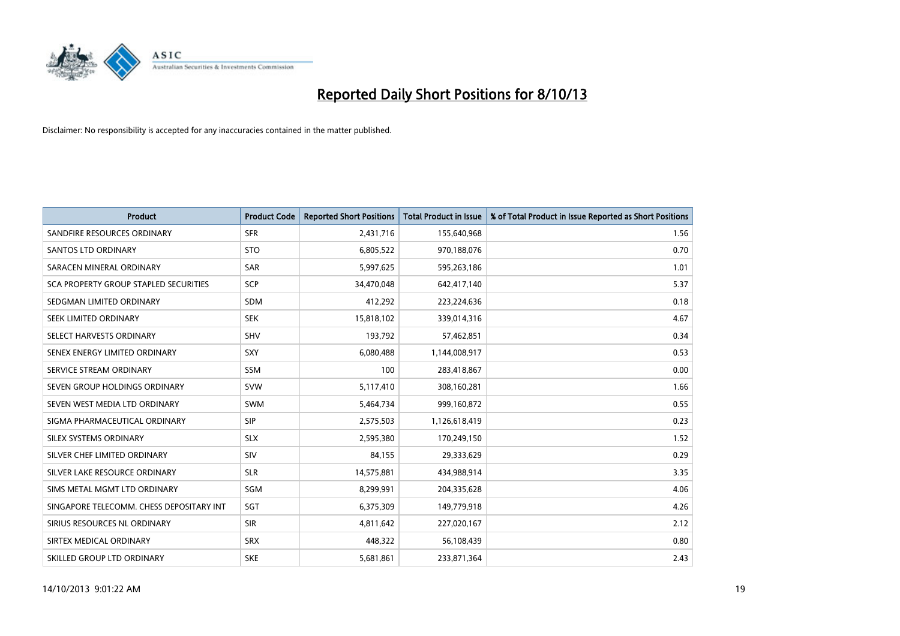# Reported Daily Short Positions for 8/10/13

Disclaimer: No responsibility is accepted for any inaccuracies contained in the matter published.

| Product | Product Code | Reported Short Positions | Total Product in Issue | % of Total Product in Issue Reported as Short Positions |
| --- | --- | --- | --- | --- |
| SANDFIRE RESOURCES ORDINARY | SFR | 2,431,716 | 155,640,968 | 1.56 |
| SANTOS LTD ORDINARY | STO | 6,805,522 | 970,188,076 | 0.70 |
| SARACEN MINERAL ORDINARY | SAR | 5,997,625 | 595,263,186 | 1.01 |
| SCA PROPERTY GROUP STAPLED SECURITIES | SCP | 34,470,048 | 642,417,140 | 5.37 |
| SEDGMAN LIMITED ORDINARY | SDM | 412,292 | 223,224,636 | 0.18 |
| SEEK LIMITED ORDINARY | SEK | 15,818,102 | 339,014,316 | 4.67 |
| SELECT HARVESTS ORDINARY | SHV | 193,792 | 57,462,851 | 0.34 |
| SENEX ENERGY LIMITED ORDINARY | SXY | 6,080,488 | 1,144,008,917 | 0.53 |
| SERVICE STREAM ORDINARY | SSM | 100 | 283,418,867 | 0.00 |
| SEVEN GROUP HOLDINGS ORDINARY | SVW | 5,117,410 | 308,160,281 | 1.66 |
| SEVEN WEST MEDIA LTD ORDINARY | SWM | 5,464,734 | 999,160,872 | 0.55 |
| SIGMA PHARMACEUTICAL ORDINARY | SIP | 2,575,503 | 1,126,618,419 | 0.23 |
| SILEX SYSTEMS ORDINARY | SLX | 2,595,380 | 170,249,150 | 1.52 |
| SILVER CHEF LIMITED ORDINARY | SIV | 84,155 | 29,333,629 | 0.29 |
| SILVER LAKE RESOURCE ORDINARY | SLR | 14,575,881 | 434,988,914 | 3.35 |
| SIMS METAL MGMT LTD ORDINARY | SGM | 8,299,991 | 204,335,628 | 4.06 |
| SINGAPORE TELECOMM. CHESS DEPOSITARY INT | SGT | 6,375,309 | 149,779,918 | 4.26 |
| SIRIUS RESOURCES NL ORDINARY | SIR | 4,811,642 | 227,020,167 | 2.12 |
| SIRTEX MEDICAL ORDINARY | SRX | 448,322 | 56,108,439 | 0.80 |
| SKILLED GROUP LTD ORDINARY | SKE | 5,681,861 | 233,871,364 | 2.43 |

14/10/2013 9:01:22 AM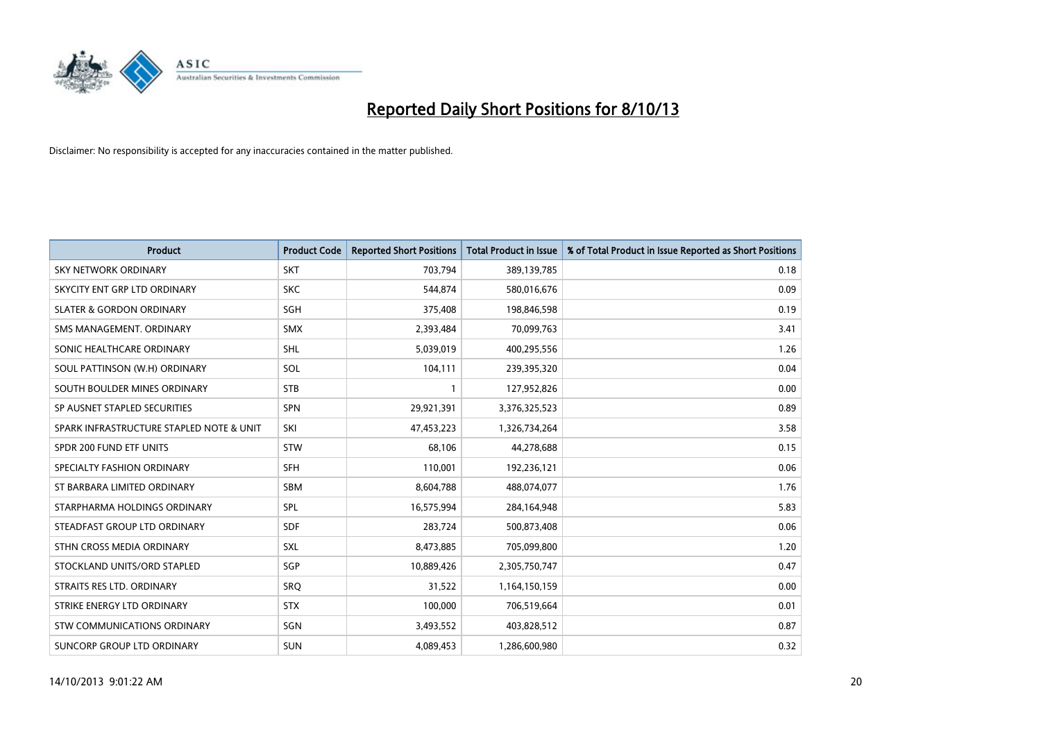# Reported Daily Short Positions for 8/10/13

Disclaimer: No responsibility is accepted for any inaccuracies contained in the matter published.

| Product | Product Code | Reported Short Positions | Total Product in Issue | % of Total Product in Issue Reported as Short Positions |
|---|---|---|---|---|
| SKY NETWORK ORDINARY | SKT | 703,794 | 389,139,785 | 0.18 |
| SKYCITY ENT GRP LTD ORDINARY | SKC | 544,874 | 580,016,676 | 0.09 |
| SLATER & GORDON ORDINARY | SGH | 375,408 | 198,846,598 | 0.19 |
| SMS MANAGEMENT. ORDINARY | SMX | 2,393,484 | 70,099,763 | 3.41 |
| SONIC HEALTHCARE ORDINARY | SHL | 5,039,019 | 400,295,556 | 1.26 |
| SOUL PATTINSON (W.H) ORDINARY | SOL | 104,111 | 239,395,320 | 0.04 |
| SOUTH BOULDER MINES ORDINARY | STB | 1 | 127,952,826 | 0.00 |
| SP AUSNET STAPLED SECURITIES | SPN | 29,921,391 | 3,376,325,523 | 0.89 |
| SPARK INFRASTRUCTURE STAPLED NOTE & UNIT | SKI | 47,453,223 | 1,326,734,264 | 3.58 |
| SPDR 200 FUND ETF UNITS | STW | 68,106 | 44,278,688 | 0.15 |
| SPECIALTY FASHION ORDINARY | SFH | 110,001 | 192,236,121 | 0.06 |
| ST BARBARA LIMITED ORDINARY | SBM | 8,604,788 | 488,074,077 | 1.76 |
| STARPHARMA HOLDINGS ORDINARY | SPL | 16,575,994 | 284,164,948 | 5.83 |
| STEADFAST GROUP LTD ORDINARY | SDF | 283,724 | 500,873,408 | 0.06 |
| STHN CROSS MEDIA ORDINARY | SXL | 8,473,885 | 705,099,800 | 1.20 |
| STOCKLAND UNITS/ORD STAPLED | SGP | 10,889,426 | 2,305,750,747 | 0.47 |
| STRAITS RES LTD. ORDINARY | SRQ | 31,522 | 1,164,150,159 | 0.00 |
| STRIKE ENERGY LTD ORDINARY | STX | 100,000 | 706,519,664 | 0.01 |
| STW COMMUNICATIONS ORDINARY | SGN | 3,493,552 | 403,828,512 | 0.87 |
| SUNCORP GROUP LTD ORDINARY | SUN | 4,089,453 | 1,286,600,980 | 0.32 |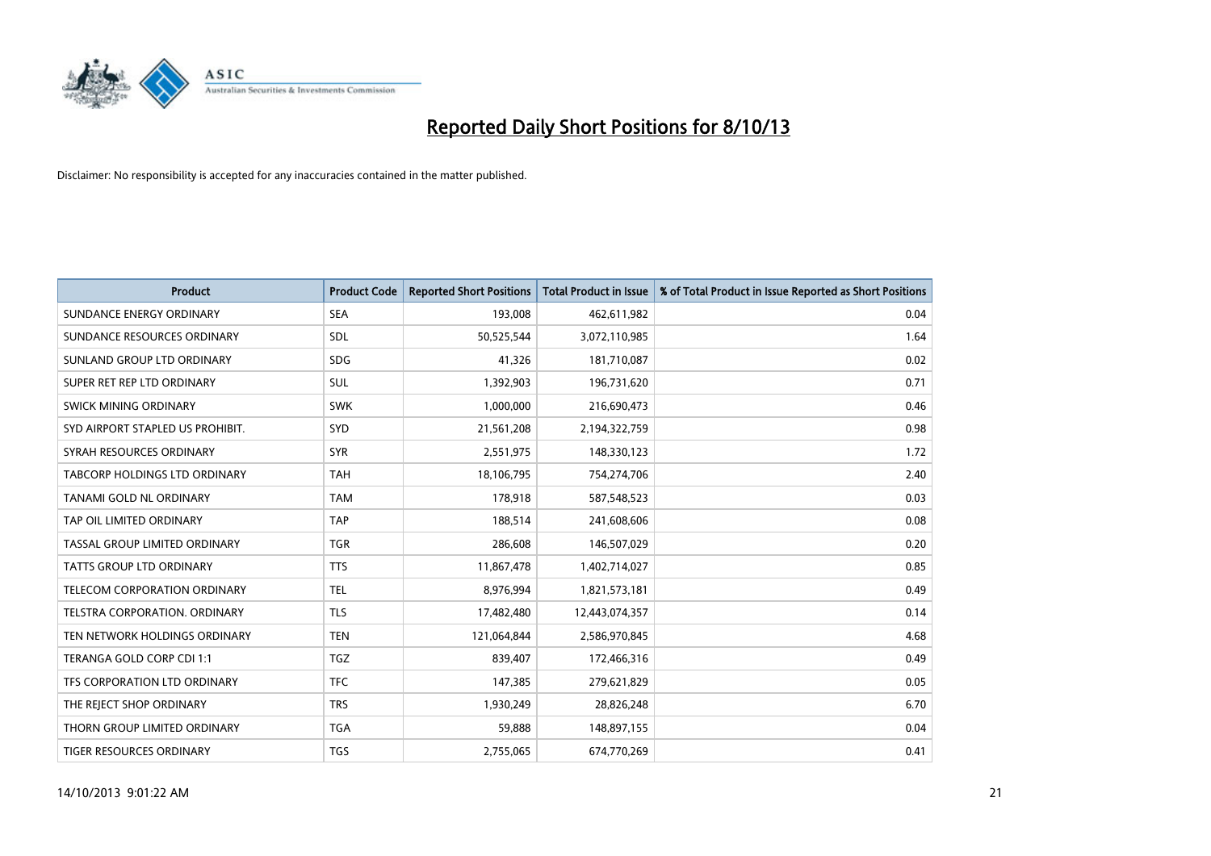# Reported Daily Short Positions for 8/10/13

Disclaimer: No responsibility is accepted for any inaccuracies contained in the matter published.

| Product | Product Code | Reported Short Positions | Total Product in Issue | % of Total Product in Issue Reported as Short Positions |
|---|---|---|---|---|
| SUNDANCE ENERGY ORDINARY | SEA | 193,008 | 462,611,982 | 0.04 |
| SUNDANCE RESOURCES ORDINARY | SDL | 50,525,544 | 3,072,110,985 | 1.64 |
| SUNLAND GROUP LTD ORDINARY | SDG | 41,326 | 181,710,087 | 0.02 |
| SUPER RET REP LTD ORDINARY | SUL | 1,392,903 | 196,731,620 | 0.71 |
| SWICK MINING ORDINARY | SWK | 1,000,000 | 216,690,473 | 0.46 |
| SYD AIRPORT STAPLED US PROHIBIT. | SYD | 21,561,208 | 2,194,322,759 | 0.98 |
| SYRAH RESOURCES ORDINARY | SYR | 2,551,975 | 148,330,123 | 1.72 |
| TABCORP HOLDINGS LTD ORDINARY | TAH | 18,106,795 | 754,274,706 | 2.40 |
| TANAMI GOLD NL ORDINARY | TAM | 178,918 | 587,548,523 | 0.03 |
| TAP OIL LIMITED ORDINARY | TAP | 188,514 | 241,608,606 | 0.08 |
| TASSAL GROUP LIMITED ORDINARY | TGR | 286,608 | 146,507,029 | 0.20 |
| TATTS GROUP LTD ORDINARY | TTS | 11,867,478 | 1,402,714,027 | 0.85 |
| TELECOM CORPORATION ORDINARY | TEL | 8,976,994 | 1,821,573,181 | 0.49 |
| TELSTRA CORPORATION. ORDINARY | TLS | 17,482,480 | 12,443,074,357 | 0.14 |
| TEN NETWORK HOLDINGS ORDINARY | TEN | 121,064,844 | 2,586,970,845 | 4.68 |
| TERANGA GOLD CORP CDI 1:1 | TGZ | 839,407 | 172,466,316 | 0.49 |
| TFS CORPORATION LTD ORDINARY | TFC | 147,385 | 279,621,829 | 0.05 |
| THE REJECT SHOP ORDINARY | TRS | 1,930,249 | 28,826,248 | 6.70 |
| THORN GROUP LIMITED ORDINARY | TGA | 59,888 | 148,897,155 | 0.04 |
| TIGER RESOURCES ORDINARY | TGS | 2,755,065 | 674,770,269 | 0.41 |

14/10/2013 9:01:22 AM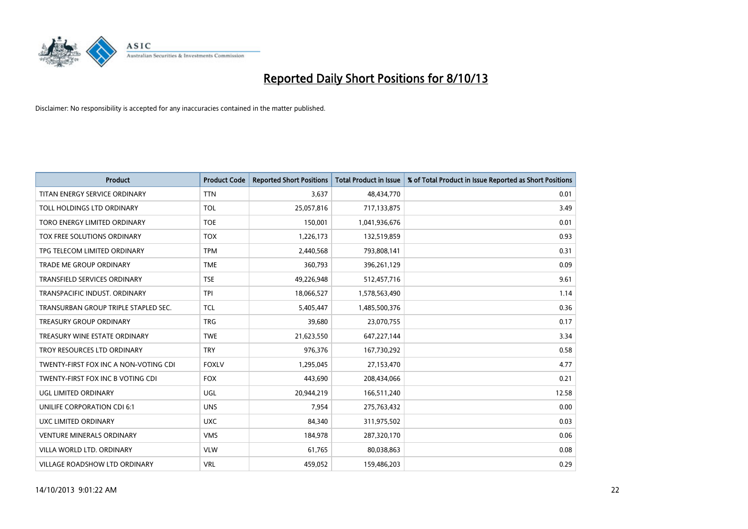# Reported Daily Short Positions for 8/10/13

Disclaimer: No responsibility is accepted for any inaccuracies contained in the matter published.

| Product | Product Code | Reported Short Positions | Total Product in Issue | % of Total Product in Issue Reported as Short Positions |
|---|---|---|---|---|
| TITAN ENERGY SERVICE ORDINARY | TTN | 3,637 | 48,434,770 | 0.01 |
| TOLL HOLDINGS LTD ORDINARY | TOL | 25,057,816 | 717,133,875 | 3.49 |
| TORO ENERGY LIMITED ORDINARY | TOE | 150,001 | 1,041,936,676 | 0.01 |
| TOX FREE SOLUTIONS ORDINARY | TOX | 1,226,173 | 132,519,859 | 0.93 |
| TPG TELECOM LIMITED ORDINARY | TPM | 2,440,568 | 793,808,141 | 0.31 |
| TRADE ME GROUP ORDINARY | TME | 360,793 | 396,261,129 | 0.09 |
| TRANSFIELD SERVICES ORDINARY | TSE | 49,226,948 | 512,457,716 | 9.61 |
| TRANSPACIFIC INDUST. ORDINARY | TPI | 18,066,527 | 1,578,563,490 | 1.14 |
| TRANSURBAN GROUP TRIPLE STAPLED SEC. | TCL | 5,405,447 | 1,485,500,376 | 0.36 |
| TREASURY GROUP ORDINARY | TRG | 39,680 | 23,070,755 | 0.17 |
| TREASURY WINE ESTATE ORDINARY | TWE | 21,623,550 | 647,227,144 | 3.34 |
| TROY RESOURCES LTD ORDINARY | TRY | 976,376 | 167,730,292 | 0.58 |
| TWENTY-FIRST FOX INC A NON-VOTING CDI | FOXLV | 1,295,045 | 27,153,470 | 4.77 |
| TWENTY-FIRST FOX INC B VOTING CDI | FOX | 443,690 | 208,434,066 | 0.21 |
| UGL LIMITED ORDINARY | UGL | 20,944,219 | 166,511,240 | 12.58 |
| UNILIFE CORPORATION CDI 6:1 | UNS | 7,954 | 275,763,432 | 0.00 |
| UXC LIMITED ORDINARY | UXC | 84,340 | 311,975,502 | 0.03 |
| VENTURE MINERALS ORDINARY | VMS | 184,978 | 287,320,170 | 0.06 |
| VILLA WORLD LTD. ORDINARY | VLW | 61,765 | 80,038,863 | 0.08 |
| VILLAGE ROADSHOW LTD ORDINARY | VRL | 459,052 | 159,486,203 | 0.29 |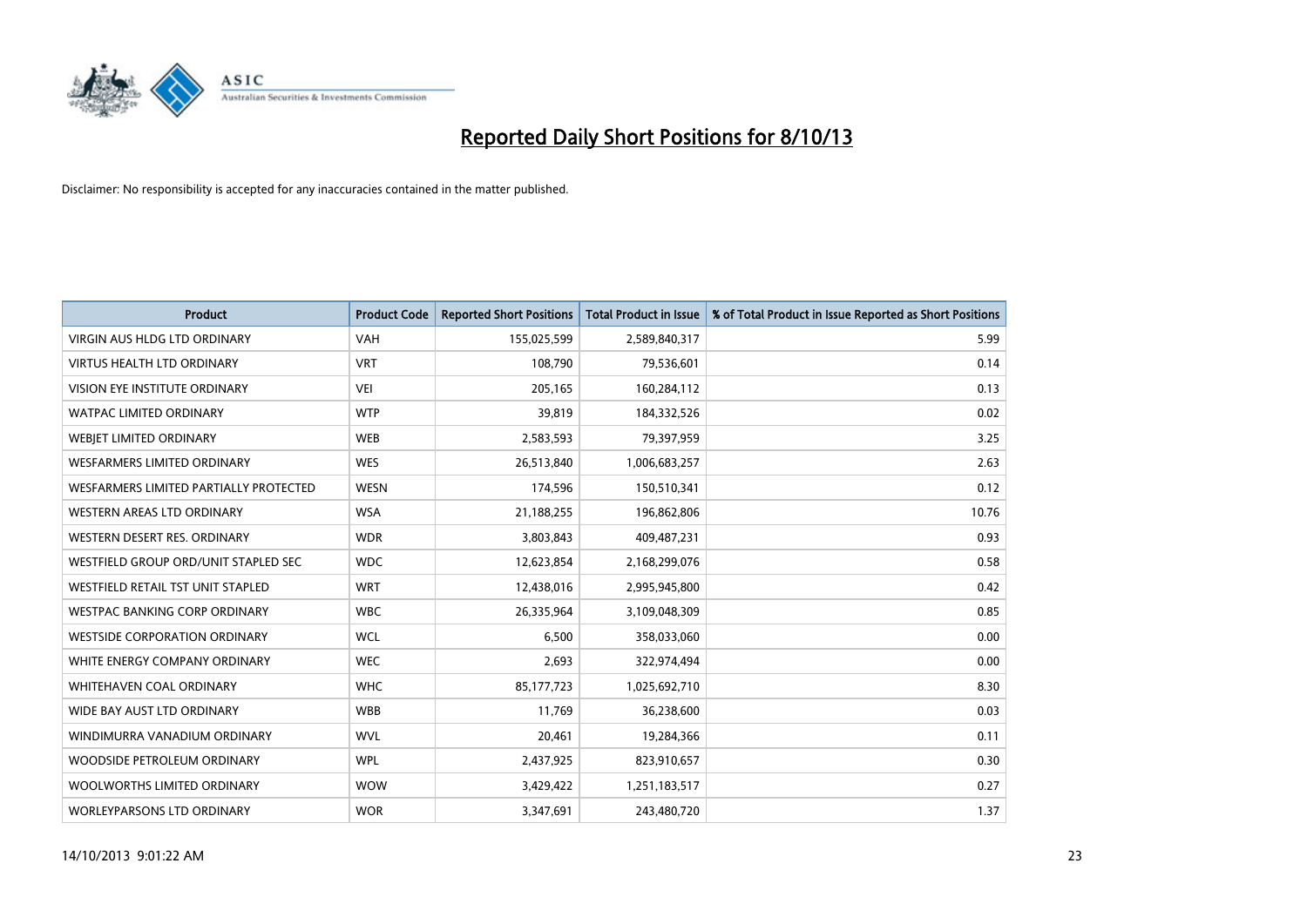# Reported Daily Short Positions for 8/10/13

Disclaimer: No responsibility is accepted for any inaccuracies contained in the matter published.

| Product | Product Code | Reported Short Positions | Total Product in Issue | % of Total Product in Issue Reported as Short Positions |
|---|---|---|---|---|
| VIRGIN AUS HLDG LTD ORDINARY | VAH | 155,025,599 | 2,589,840,317 | 5.99 |
| VIRTUS HEALTH LTD ORDINARY | VRT | 108,790 | 79,536,601 | 0.14 |
| VISION EYE INSTITUTE ORDINARY | VEI | 205,165 | 160,284,112 | 0.13 |
| WATPAC LIMITED ORDINARY | WTP | 39,819 | 184,332,526 | 0.02 |
| WEBJET LIMITED ORDINARY | WEB | 2,583,593 | 79,397,959 | 3.25 |
| WESFARMERS LIMITED ORDINARY | WES | 26,513,840 | 1,006,683,257 | 2.63 |
| WESFARMERS LIMITED PARTIALLY PROTECTED | WESN | 174,596 | 150,510,341 | 0.12 |
| WESTERN AREAS LTD ORDINARY | WSA | 21,188,255 | 196,862,806 | 10.76 |
| WESTERN DESERT RES. ORDINARY | WDR | 3,803,843 | 409,487,231 | 0.93 |
| WESTFIELD GROUP ORD/UNIT STAPLED SEC | WDC | 12,623,854 | 2,168,299,076 | 0.58 |
| WESTFIELD RETAIL TST UNIT STAPLED | WRT | 12,438,016 | 2,995,945,800 | 0.42 |
| WESTPAC BANKING CORP ORDINARY | WBC | 26,335,964 | 3,109,048,309 | 0.85 |
| WESTSIDE CORPORATION ORDINARY | WCL | 6,500 | 358,033,060 | 0.00 |
| WHITE ENERGY COMPANY ORDINARY | WEC | 2,693 | 322,974,494 | 0.00 |
| WHITEHAVEN COAL ORDINARY | WHC | 85,177,723 | 1,025,692,710 | 8.30 |
| WIDE BAY AUST LTD ORDINARY | WBB | 11,769 | 36,238,600 | 0.03 |
| WINDIMURRA VANADIUM ORDINARY | WVL | 20,461 | 19,284,366 | 0.11 |
| WOODSIDE PETROLEUM ORDINARY | WPL | 2,437,925 | 823,910,657 | 0.30 |
| WOOLWORTHS LIMITED ORDINARY | WOW | 3,429,422 | 1,251,183,517 | 0.27 |
| WORLEYPARSONS LTD ORDINARY | WOR | 3,347,691 | 243,480,720 | 1.37 |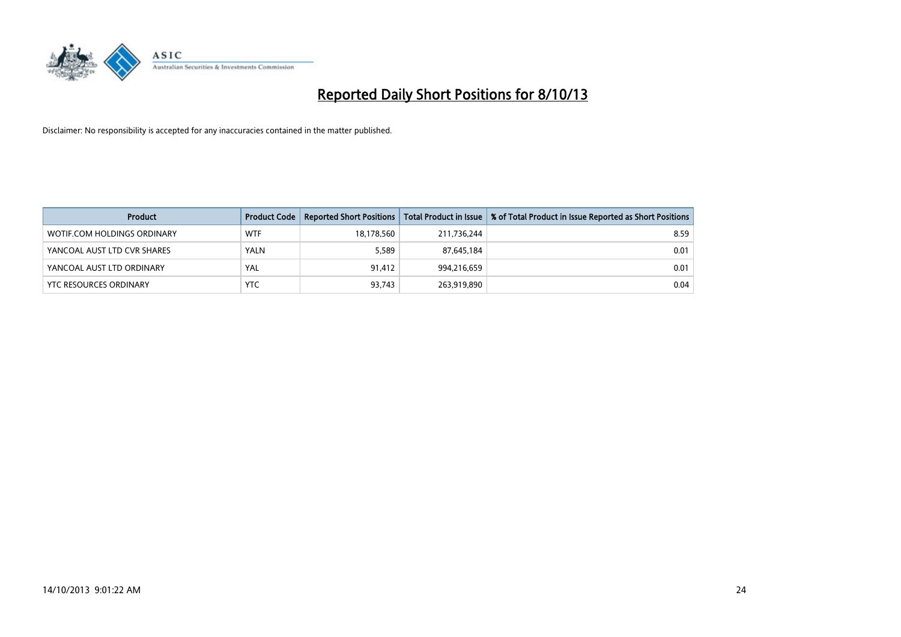# Reported Daily Short Positions for 8/10/13

Disclaimer: No responsibility is accepted for any inaccuracies contained in the matter published.

| Product | Product Code | Reported Short Positions | Total Product in Issue | % of Total Product in Issue Reported as Short Positions |
|---|---|---|---|---|
| WOTIF.COM HOLDINGS ORDINARY | WTF | 18,178,560 | 211,736,244 | 8.59 |
| YANCOAL AUST LTD CVR SHARES | YALN | 5,589 | 87,645,184 | 0.01 |
| YANCOAL AUST LTD ORDINARY | YAL | 91,412 | 994,216,659 | 0.01 |
| YTC RESOURCES ORDINARY | YTC | 93,743 | 263,919,890 | 0.04 |

14/10/2013 9:01:22 AM